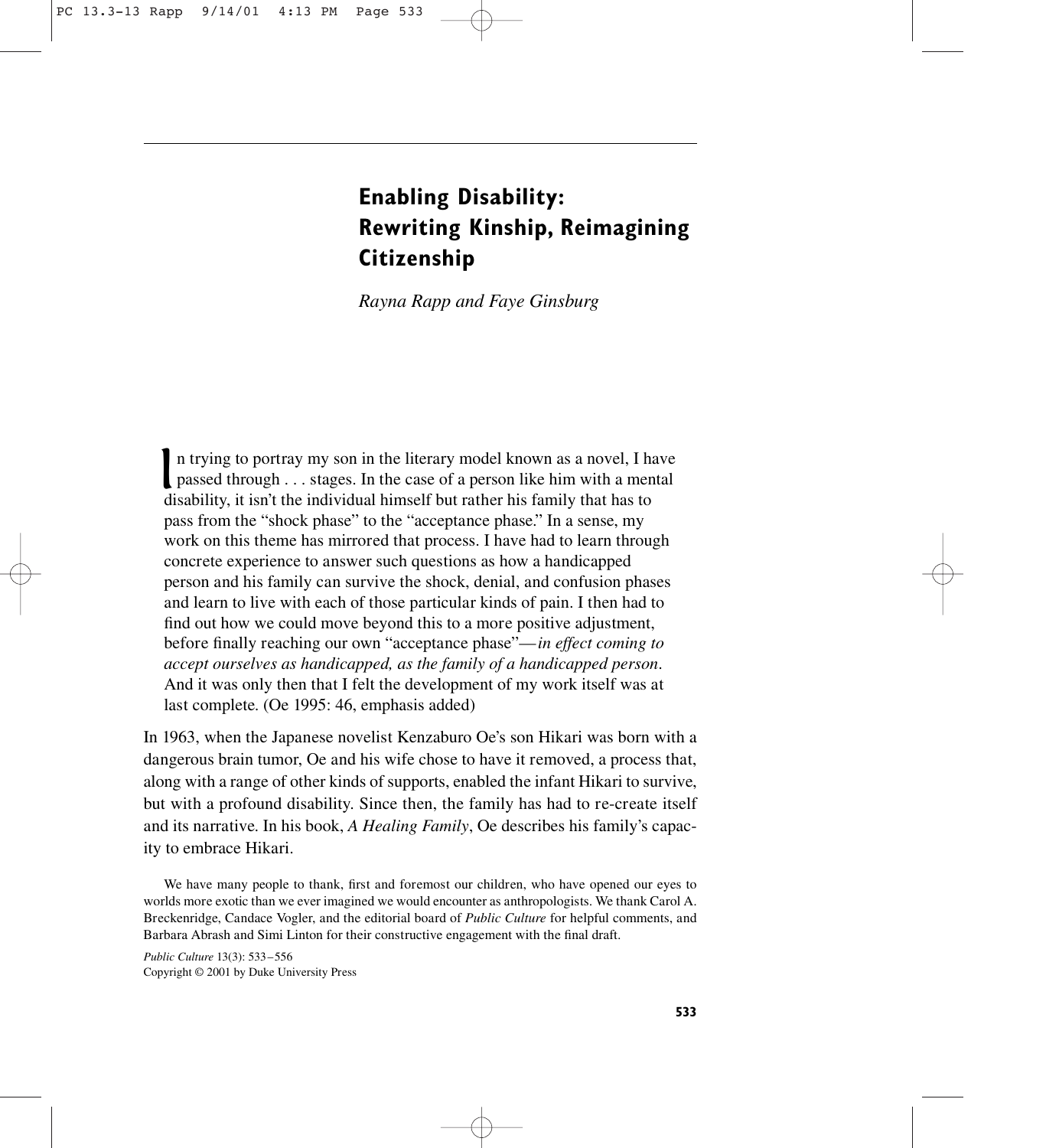# Enabling Disability: Rewriting Kinship, Reimagining Citizenship

*Rayna Rapp and Faye Ginsburg*

In trying to portray my son in the literary model known as a novel, I have passed through . . . stages. In the case of a person like him with a mental disability, it isn't the individual himself but rather his family that has to pass from the "shock phase" to the "acceptance phase." In a sense, my work on this theme has mirrored that process. I have had to learn through concrete experience to answer such questions as how a handicapped person and his family can survive the shock, denial, and confusion phases and learn to live with each of those particular kinds of pain. I then had to find out how we could move beyond this to a more positive adjustment, before finally reaching our own "acceptance phase"—*in effect coming to accept ourselves as handicapped, as the family of a handicapped person*. And it was only then that I felt the development of my work itself was at last complete. (Oe 1995: 46, emphasis added)

In 1963, when the Japanese novelist Kenzaburo Oe's son Hikari was born with a dangerous brain tumor, Oe and his wife chose to have it removed, a process that, along with a range of other kinds of supports, enabled the infant Hikari to survive, but with a profound disability. Since then, the family has had to re-create itself and its narrative. In his book, *A Healing Family*, Oe describes his family's capacity to embrace Hikari.

We have many people to thank, first and foremost our children, who have opened our eyes to worlds more exotic than we ever imagined we would encounter as anthropologists. We thank Carol A. Breckenridge, Candace Vogler, and the editorial board of *Public Culture* for helpful comments, and Barbara Abrash and Simi Linton for their constructive engagement with the final draft.

*Public Culture* 13(3): 533–556
Copyright © 2001 by Duke University Press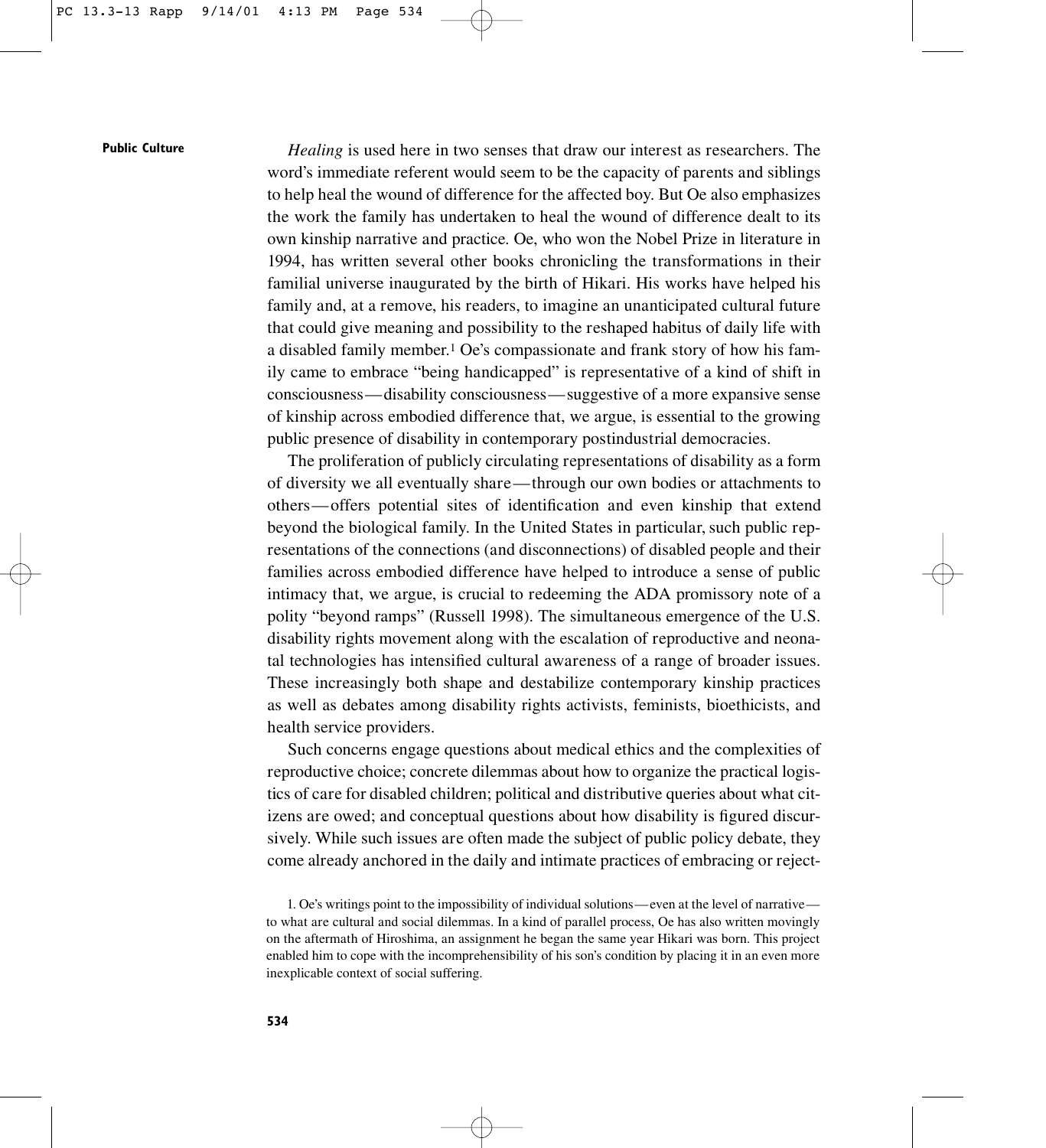*Healing* is used here in two senses that draw our interest as researchers. The word's immediate referent would seem to be the capacity of parents and siblings to help heal the wound of difference for the affected boy. But Oe also emphasizes the work the family has undertaken to heal the wound of difference dealt to its own kinship narrative and practice. Oe, who won the Nobel Prize in literature in 1994, has written several other books chronicling the transformations in their familial universe inaugurated by the birth of Hikari. His works have helped his family and, at a remove, his readers, to imagine an unanticipated cultural future that could give meaning and possibility to the reshaped habitus of daily life with a disabled family member.[1] Oe's compassionate and frank story of how his family came to embrace "being handicapped" is representative of a kind of shift in consciousness—disability consciousness—suggestive of a more expansive sense of kinship across embodied difference that, we argue, is essential to the growing public presence of disability in contemporary postindustrial democracies.

The proliferation of publicly circulating representations of disability as a form of diversity we all eventually share—through our own bodies or attachments to others—offers potential sites of identification and even kinship that extend beyond the biological family. In the United States in particular, such public representations of the connections (and disconnections) of disabled people and their families across embodied difference have helped to introduce a sense of public intimacy that, we argue, is crucial to redeeming the ADA promissory note of a polity "beyond ramps" (Russell 1998). The simultaneous emergence of the U.S. disability rights movement along with the escalation of reproductive and neonatal technologies has intensified cultural awareness of a range of broader issues. These increasingly both shape and destabilize contemporary kinship practices as well as debates among disability rights activists, feminists, bioethicists, and health service providers.

Such concerns engage questions about medical ethics and the complexities of reproductive choice; concrete dilemmas about how to organize the practical logistics of care for disabled children; political and distributive queries about what citizens are owed; and conceptual questions about how disability is figured discursively. While such issues are often made the subject of public policy debate, they come already anchored in the daily and intimate practices of embracing or reject-

1. Oe's writings point to the impossibility of individual solutions—even at the level of narrative—to what are cultural and social dilemmas. In a kind of parallel process, Oe has also written movingly on the aftermath of Hiroshima, an assignment he began the same year Hikari was born. This project enabled him to cope with the incomprehensibility of his son's condition by placing it in an even more inexplicable context of social suffering.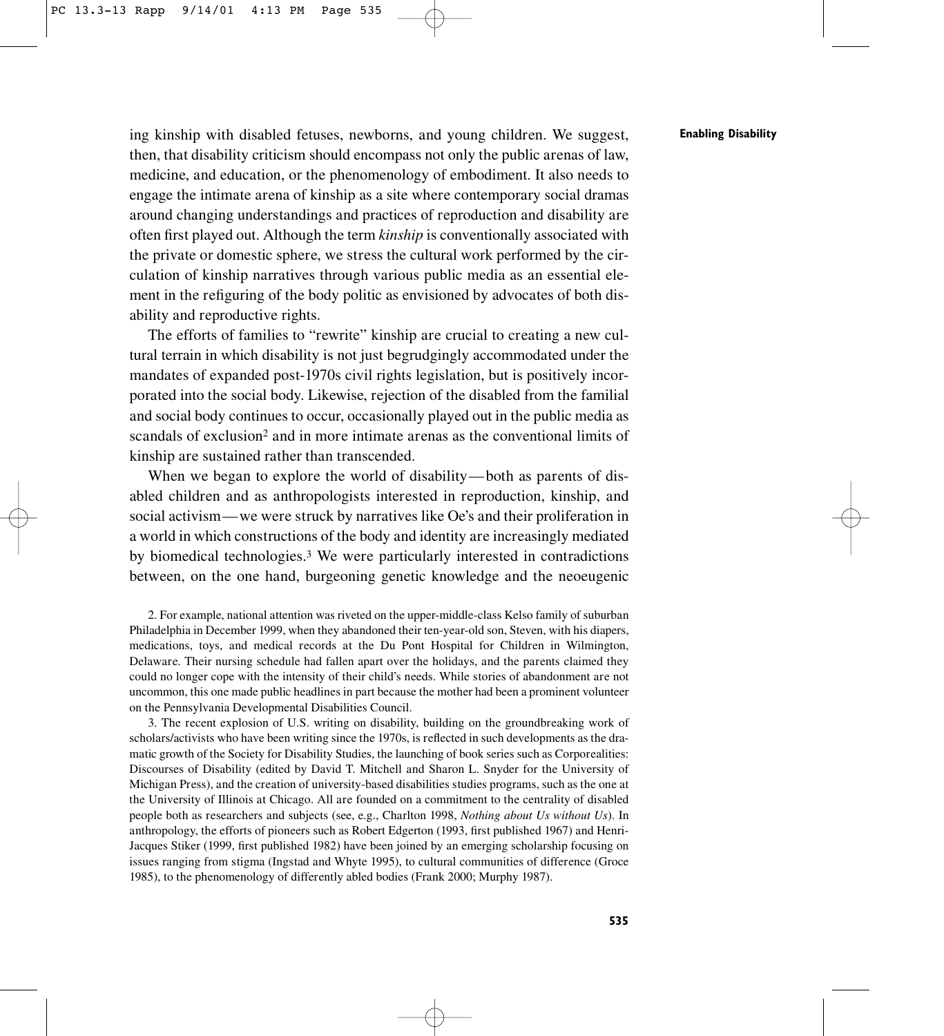ing kinship with disabled fetuses, newborns, and young children. We suggest, then, that disability criticism should encompass not only the public arenas of law, medicine, and education, or the phenomenology of embodiment. It also needs to engage the intimate arena of kinship as a site where contemporary social dramas around changing understandings and practices of reproduction and disability are often first played out. Although the term *kinship* is conventionally associated with the private or domestic sphere, we stress the cultural work performed by the circulation of kinship narratives through various public media as an essential element in the refiguring of the body politic as envisioned by advocates of both disability and reproductive rights.

The efforts of families to "rewrite" kinship are crucial to creating a new cultural terrain in which disability is not just begrudgingly accommodated under the mandates of expanded post-1970s civil rights legislation, but is positively incorporated into the social body. Likewise, rejection of the disabled from the familial and social body continues to occur, occasionally played out in the public media as scandals of exclusion[2] and in more intimate arenas as the conventional limits of kinship are sustained rather than transcended.

When we began to explore the world of disability—both as parents of disabled children and as anthropologists interested in reproduction, kinship, and social activism—we were struck by narratives like Oe's and their proliferation in a world in which constructions of the body and identity are increasingly mediated by biomedical technologies.[3] We were particularly interested in contradictions between, on the one hand, burgeoning genetic knowledge and the neoeugenic

2. For example, national attention was riveted on the upper-middle-class Kelso family of suburban Philadelphia in December 1999, when they abandoned their ten-year-old son, Steven, with his diapers, medications, toys, and medical records at the Du Pont Hospital for Children in Wilmington, Delaware. Their nursing schedule had fallen apart over the holidays, and the parents claimed they could no longer cope with the intensity of their child's needs. While stories of abandonment are not uncommon, this one made public headlines in part because the mother had been a prominent volunteer on the Pennsylvania Developmental Disabilities Council.

3. The recent explosion of U.S. writing on disability, building on the groundbreaking work of scholars/activists who have been writing since the 1970s, is reflected in such developments as the dramatic growth of the Society for Disability Studies, the launching of book series such as Corporealities: Discourses of Disability (edited by David T. Mitchell and Sharon L. Snyder for the University of Michigan Press), and the creation of university-based disabilities studies programs, such as the one at the University of Illinois at Chicago. All are founded on a commitment to the centrality of disabled people both as researchers and subjects (see, e.g., Charlton 1998, *Nothing about Us without Us*). In anthropology, the efforts of pioneers such as Robert Edgerton (1993, first published 1967) and Henri-Jacques Stiker (1999, first published 1982) have been joined by an emerging scholarship focusing on issues ranging from stigma (Ingstad and Whyte 1995), to cultural communities of difference (Groce 1985), to the phenomenology of differently abled bodies (Frank 2000; Murphy 1987).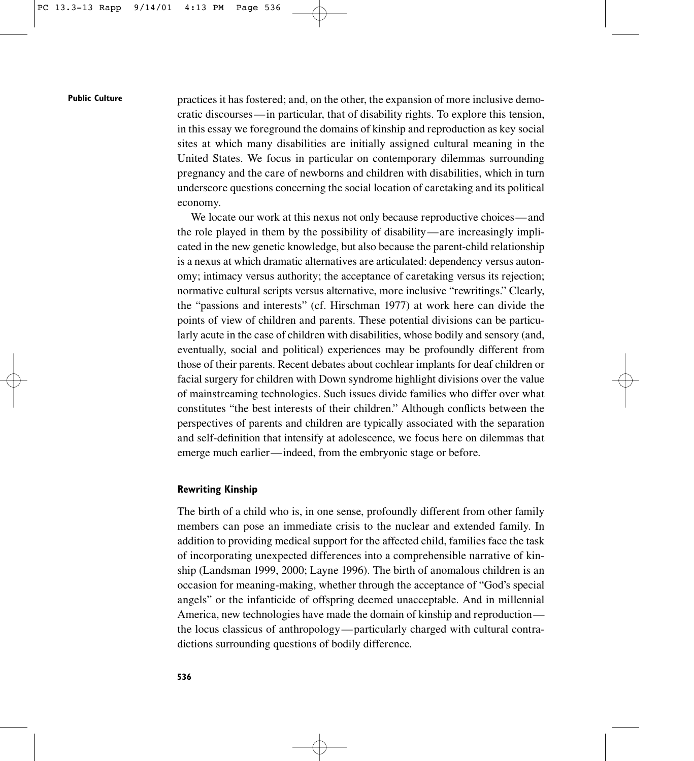practices it has fostered; and, on the other, the expansion of more inclusive democratic discourses — in particular, that of disability rights. To explore this tension, in this essay we foreground the domains of kinship and reproduction as key social sites at which many disabilities are initially assigned cultural meaning in the United States. We focus in particular on contemporary dilemmas surrounding pregnancy and the care of newborns and children with disabilities, which in turn underscore questions concerning the social location of caretaking and its political economy.

We locate our work at this nexus not only because reproductive choices — and the role played in them by the possibility of disability — are increasingly implicated in the new genetic knowledge, but also because the parent-child relationship is a nexus at which dramatic alternatives are articulated: dependency versus autonomy; intimacy versus authority; the acceptance of caretaking versus its rejection; normative cultural scripts versus alternative, more inclusive "rewritings." Clearly, the "passions and interests" (cf. Hirschman 1977) at work here can divide the points of view of children and parents. These potential divisions can be particularly acute in the case of children with disabilities, whose bodily and sensory (and, eventually, social and political) experiences may be profoundly different from those of their parents. Recent debates about cochlear implants for deaf children or facial surgery for children with Down syndrome highlight divisions over the value of mainstreaming technologies. Such issues divide families who differ over what constitutes "the best interests of their children." Although conflicts between the perspectives of parents and children are typically associated with the separation and self-definition that intensify at adolescence, we focus here on dilemmas that emerge much earlier — indeed, from the embryonic stage or before.

## Rewriting Kinship

The birth of a child who is, in one sense, profoundly different from other family members can pose an immediate crisis to the nuclear and extended family. In addition to providing medical support for the affected child, families face the task of incorporating unexpected differences into a comprehensible narrative of kinship (Landsman 1999, 2000; Layne 1996). The birth of anomalous children is an occasion for meaning-making, whether through the acceptance of "God's special angels" or the infanticide of offspring deemed unacceptable. And in millennial America, new technologies have made the domain of kinship and reproduction — the locus classicus of anthropology — particularly charged with cultural contradictions surrounding questions of bodily difference.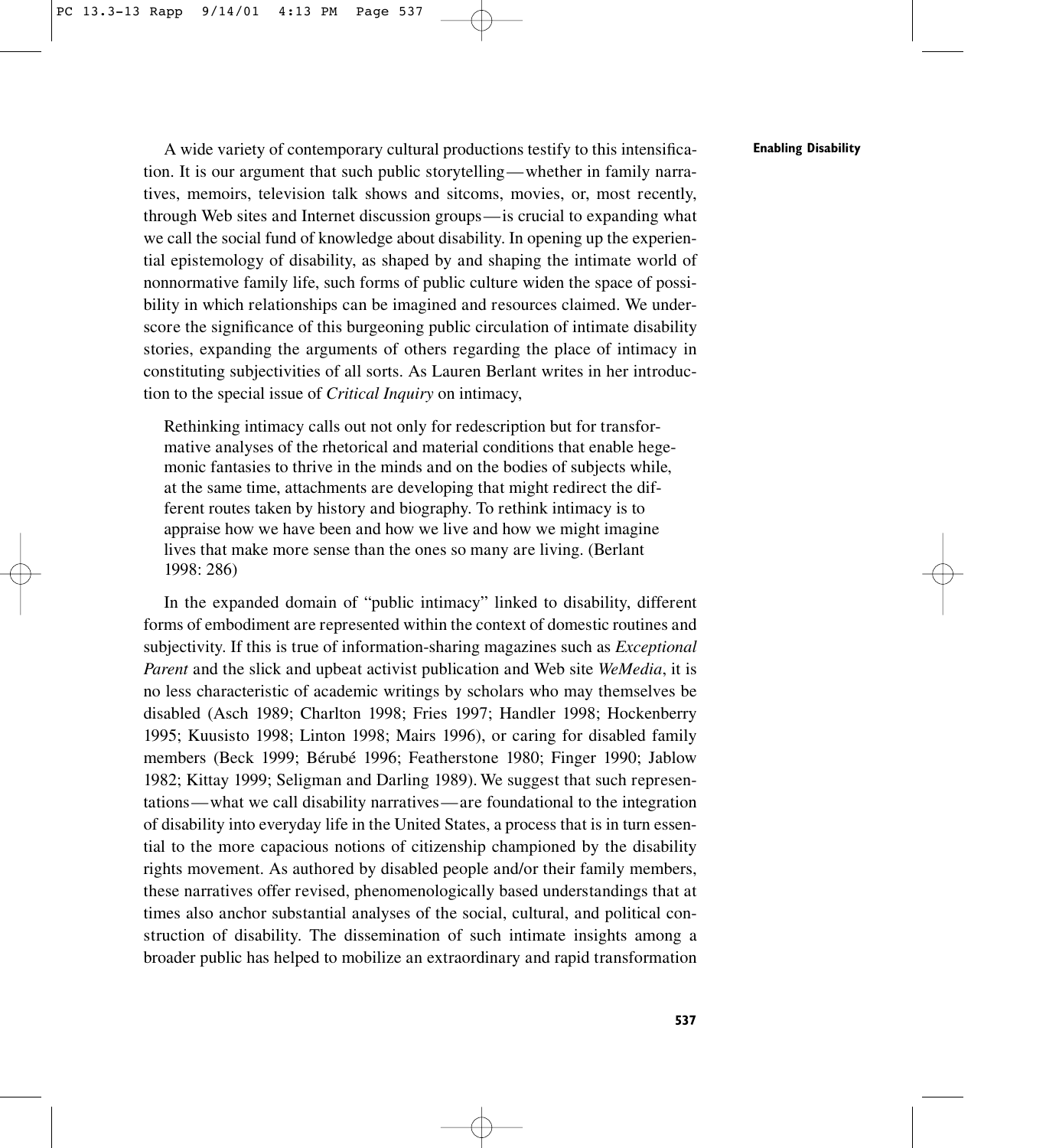A wide variety of contemporary cultural productions testify to this intensification. It is our argument that such public storytelling—whether in family narratives, memoirs, television talk shows and sitcoms, movies, or, most recently, through Web sites and Internet discussion groups—is crucial to expanding what we call the social fund of knowledge about disability. In opening up the experiential epistemology of disability, as shaped by and shaping the intimate world of nonnormative family life, such forms of public culture widen the space of possibility in which relationships can be imagined and resources claimed. We underscore the significance of this burgeoning public circulation of intimate disability stories, expanding the arguments of others regarding the place of intimacy in constituting subjectivities of all sorts. As Lauren Berlant writes in her introduction to the special issue of *Critical Inquiry* on intimacy,

> Rethinking intimacy calls out not only for redescription but for transformative analyses of the rhetorical and material conditions that enable hegemonic fantasies to thrive in the minds and on the bodies of subjects while, at the same time, attachments are developing that might redirect the different routes taken by history and biography. To rethink intimacy is to appraise how we have been and how we live and how we might imagine lives that make more sense than the ones so many are living. (Berlant 1998: 286)

In the expanded domain of "public intimacy" linked to disability, different forms of embodiment are represented within the context of domestic routines and subjectivity. If this is true of information-sharing magazines such as *Exceptional Parent* and the slick and upbeat activist publication and Web site *WeMedia*, it is no less characteristic of academic writings by scholars who may themselves be disabled (Asch 1989; Charlton 1998; Fries 1997; Handler 1998; Hockenberry 1995; Kuusisto 1998; Linton 1998; Mairs 1996), or caring for disabled family members (Beck 1999; Bérubé 1996; Featherstone 1980; Finger 1990; Jablow 1982; Kittay 1999; Seligman and Darling 1989). We suggest that such representations—what we call disability narratives—are foundational to the integration of disability into everyday life in the United States, a process that is in turn essential to the more capacious notions of citizenship championed by the disability rights movement. As authored by disabled people and/or their family members, these narratives offer revised, phenomenologically based understandings that at times also anchor substantial analyses of the social, cultural, and political construction of disability. The dissemination of such intimate insights among a broader public has helped to mobilize an extraordinary and rapid transformation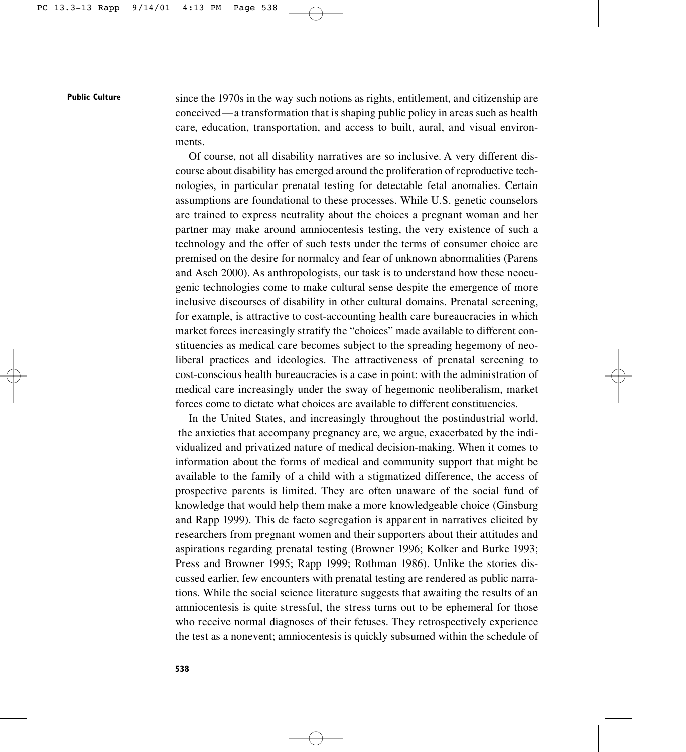since the 1970s in the way such notions as rights, entitlement, and citizenship are conceived—a transformation that is shaping public policy in areas such as health care, education, transportation, and access to built, aural, and visual environments.

Of course, not all disability narratives are so inclusive. A very different discourse about disability has emerged around the proliferation of reproductive technologies, in particular prenatal testing for detectable fetal anomalies. Certain assumptions are foundational to these processes. While U.S. genetic counselors are trained to express neutrality about the choices a pregnant woman and her partner may make around amniocentesis testing, the very existence of such a technology and the offer of such tests under the terms of consumer choice are premised on the desire for normalcy and fear of unknown abnormalities (Parens and Asch 2000). As anthropologists, our task is to understand how these neoeugenic technologies come to make cultural sense despite the emergence of more inclusive discourses of disability in other cultural domains. Prenatal screening, for example, is attractive to cost-accounting health care bureaucracies in which market forces increasingly stratify the "choices" made available to different constituencies as medical care becomes subject to the spreading hegemony of neoliberal practices and ideologies. The attractiveness of prenatal screening to cost-conscious health bureaucracies is a case in point: with the administration of medical care increasingly under the sway of hegemonic neoliberalism, market forces come to dictate what choices are available to different constituencies.

In the United States, and increasingly throughout the postindustrial world, the anxieties that accompany pregnancy are, we argue, exacerbated by the individualized and privatized nature of medical decision-making. When it comes to information about the forms of medical and community support that might be available to the family of a child with a stigmatized difference, the access of prospective parents is limited. They are often unaware of the social fund of knowledge that would help them make a more knowledgeable choice (Ginsburg and Rapp 1999). This de facto segregation is apparent in narratives elicited by researchers from pregnant women and their supporters about their attitudes and aspirations regarding prenatal testing (Browner 1996; Kolker and Burke 1993; Press and Browner 1995; Rapp 1999; Rothman 1986). Unlike the stories discussed earlier, few encounters with prenatal testing are rendered as public narrations. While the social science literature suggests that awaiting the results of an amniocentesis is quite stressful, the stress turns out to be ephemeral for those who receive normal diagnoses of their fetuses. They retrospectively experience the test as a nonevent; amniocentesis is quickly subsumed within the schedule of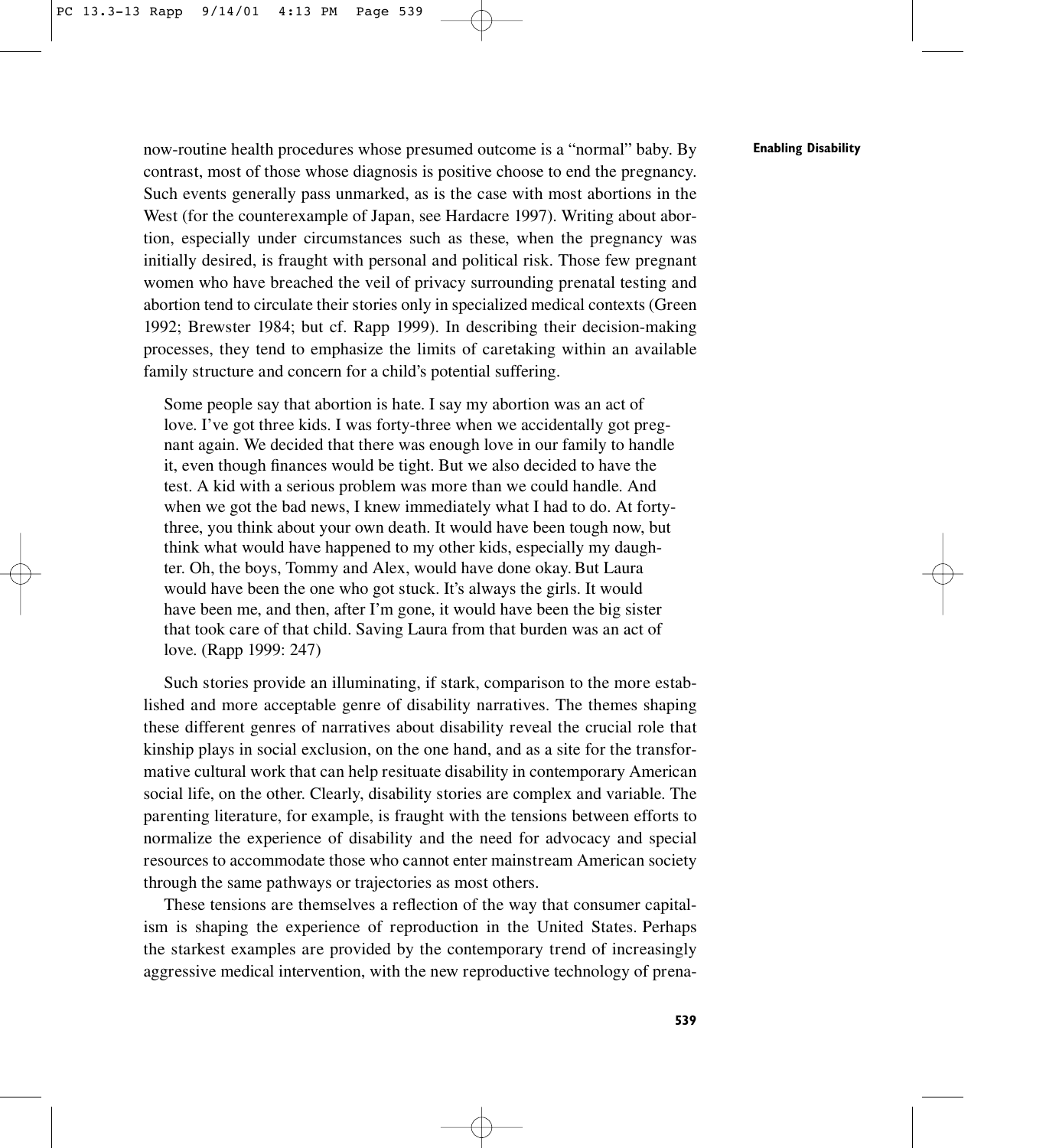now-routine health procedures whose presumed outcome is a "normal" baby. By contrast, most of those whose diagnosis is positive choose to end the pregnancy. Such events generally pass unmarked, as is the case with most abortions in the West (for the counterexample of Japan, see Hardacre 1997). Writing about abortion, especially under circumstances such as these, when the pregnancy was initially desired, is fraught with personal and political risk. Those few pregnant women who have breached the veil of privacy surrounding prenatal testing and abortion tend to circulate their stories only in specialized medical contexts (Green 1992; Brewster 1984; but cf. Rapp 1999). In describing their decision-making processes, they tend to emphasize the limits of caretaking within an available family structure and concern for a child's potential suffering.

> Some people say that abortion is hate. I say my abortion was an act of love. I've got three kids. I was forty-three when we accidentally got pregnant again. We decided that there was enough love in our family to handle it, even though finances would be tight. But we also decided to have the test. A kid with a serious problem was more than we could handle. And when we got the bad news, I knew immediately what I had to do. At forty-three, you think about your own death. It would have been tough now, but think what would have happened to my other kids, especially my daughter. Oh, the boys, Tommy and Alex, would have done okay. But Laura would have been the one who got stuck. It's always the girls. It would have been me, and then, after I'm gone, it would have been the big sister that took care of that child. Saving Laura from that burden was an act of love. (Rapp 1999: 247)

Such stories provide an illuminating, if stark, comparison to the more established and more acceptable genre of disability narratives. The themes shaping these different genres of narratives about disability reveal the crucial role that kinship plays in social exclusion, on the one hand, and as a site for the transformative cultural work that can help resituate disability in contemporary American social life, on the other. Clearly, disability stories are complex and variable. The parenting literature, for example, is fraught with the tensions between efforts to normalize the experience of disability and the need for advocacy and special resources to accommodate those who cannot enter mainstream American society through the same pathways or trajectories as most others.

These tensions are themselves a reflection of the way that consumer capitalism is shaping the experience of reproduction in the United States. Perhaps the starkest examples are provided by the contemporary trend of increasingly aggressive medical intervention, with the new reproductive technology of prena-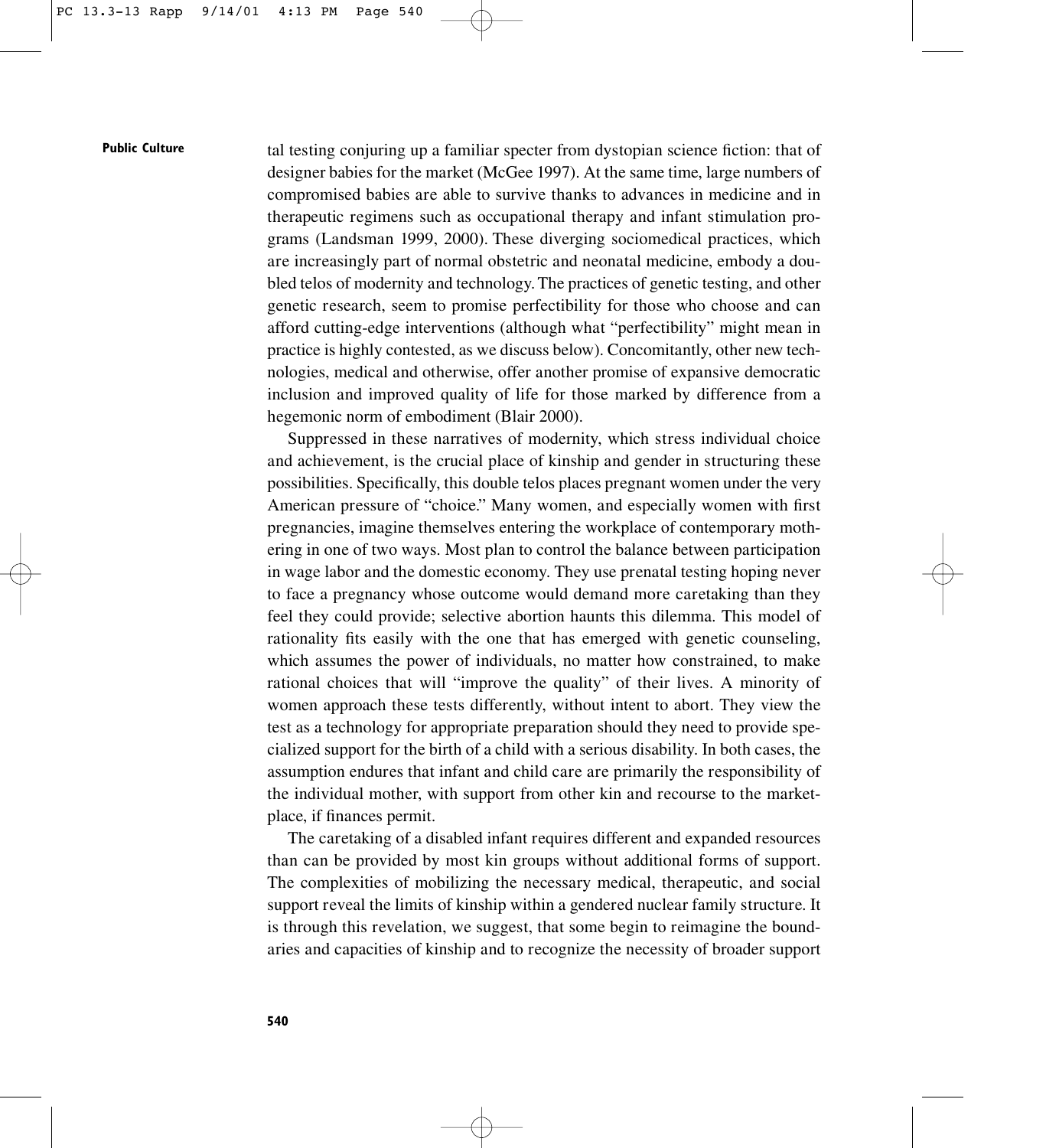tal testing conjuring up a familiar specter from dystopian science fiction: that of designer babies for the market (McGee 1997). At the same time, large numbers of compromised babies are able to survive thanks to advances in medicine and in therapeutic regimens such as occupational therapy and infant stimulation programs (Landsman 1999, 2000). These diverging sociomedical practices, which are increasingly part of normal obstetric and neonatal medicine, embody a doubled telos of modernity and technology. The practices of genetic testing, and other genetic research, seem to promise perfectibility for those who choose and can afford cutting-edge interventions (although what "perfectibility" might mean in practice is highly contested, as we discuss below). Concomitantly, other new technologies, medical and otherwise, offer another promise of expansive democratic inclusion and improved quality of life for those marked by difference from a hegemonic norm of embodiment (Blair 2000).

Suppressed in these narratives of modernity, which stress individual choice and achievement, is the crucial place of kinship and gender in structuring these possibilities. Specifically, this double telos places pregnant women under the very American pressure of "choice." Many women, and especially women with first pregnancies, imagine themselves entering the workplace of contemporary mothering in one of two ways. Most plan to control the balance between participation in wage labor and the domestic economy. They use prenatal testing hoping never to face a pregnancy whose outcome would demand more caretaking than they feel they could provide; selective abortion haunts this dilemma. This model of rationality fits easily with the one that has emerged with genetic counseling, which assumes the power of individuals, no matter how constrained, to make rational choices that will "improve the quality" of their lives. A minority of women approach these tests differently, without intent to abort. They view the test as a technology for appropriate preparation should they need to provide specialized support for the birth of a child with a serious disability. In both cases, the assumption endures that infant and child care are primarily the responsibility of the individual mother, with support from other kin and recourse to the marketplace, if finances permit.

The caretaking of a disabled infant requires different and expanded resources than can be provided by most kin groups without additional forms of support. The complexities of mobilizing the necessary medical, therapeutic, and social support reveal the limits of kinship within a gendered nuclear family structure. It is through this revelation, we suggest, that some begin to reimagine the boundaries and capacities of kinship and to recognize the necessity of broader support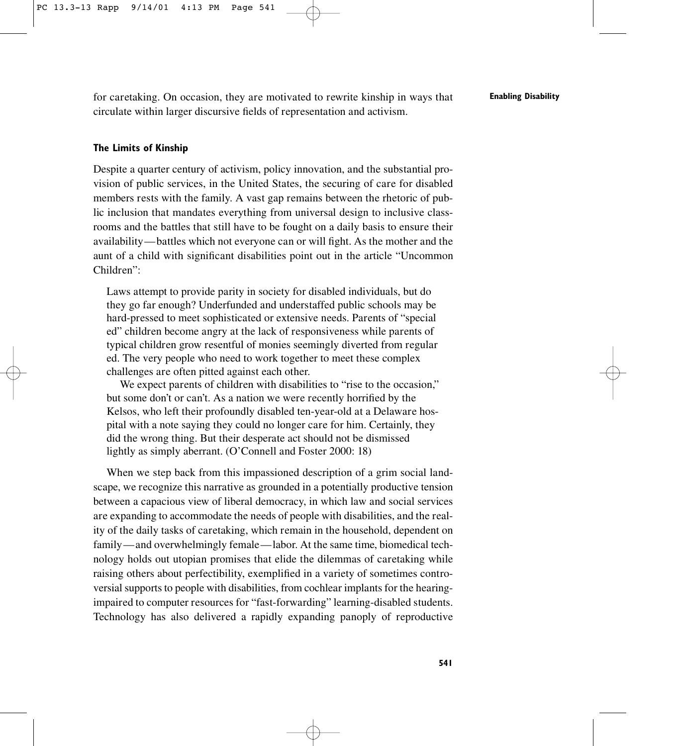for caretaking. On occasion, they are motivated to rewrite kinship in ways that circulate within larger discursive fields of representation and activism.

## The Limits of Kinship

Despite a quarter century of activism, policy innovation, and the substantial provision of public services, in the United States, the securing of care for disabled members rests with the family. A vast gap remains between the rhetoric of public inclusion that mandates everything from universal design to inclusive classrooms and the battles that still have to be fought on a daily basis to ensure their availability — battles which not everyone can or will fight. As the mother and the aunt of a child with significant disabilities point out in the article "Uncommon Children":

> Laws attempt to provide parity in society for disabled individuals, but do they go far enough? Underfunded and understaffed public schools may be hard-pressed to meet sophisticated or extensive needs. Parents of "special ed" children become angry at the lack of responsiveness while parents of typical children grow resentful of monies seemingly diverted from regular ed. The very people who need to work together to meet these complex challenges are often pitted against each other.
>
> We expect parents of children with disabilities to "rise to the occasion," but some don't or can't. As a nation we were recently horrified by the Kelsos, who left their profoundly disabled ten-year-old at a Delaware hospital with a note saying they could no longer care for him. Certainly, they did the wrong thing. But their desperate act should not be dismissed lightly as simply aberrant. (O'Connell and Foster 2000: 18)

When we step back from this impassioned description of a grim social landscape, we recognize this narrative as grounded in a potentially productive tension between a capacious view of liberal democracy, in which law and social services are expanding to accommodate the needs of people with disabilities, and the reality of the daily tasks of caretaking, which remain in the household, dependent on family — and overwhelmingly female — labor. At the same time, biomedical technology holds out utopian promises that elide the dilemmas of caretaking while raising others about perfectibility, exemplified in a variety of sometimes controversial supports to people with disabilities, from cochlear implants for the hearing-impaired to computer resources for "fast-forwarding" learning-disabled students. Technology has also delivered a rapidly expanding panoply of reproductive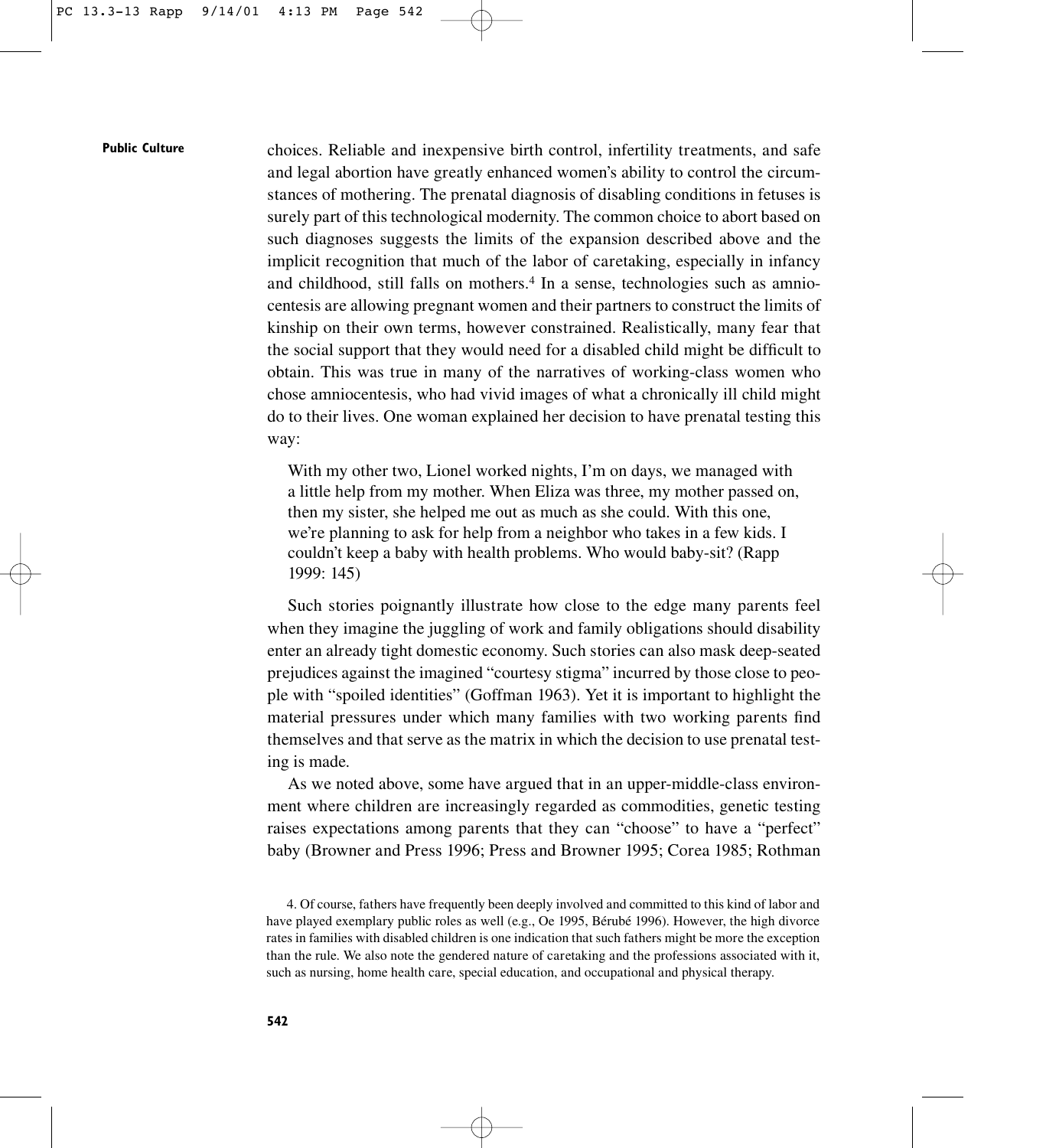choices. Reliable and inexpensive birth control, infertility treatments, and safe and legal abortion have greatly enhanced women's ability to control the circumstances of mothering. The prenatal diagnosis of disabling conditions in fetuses is surely part of this technological modernity. The common choice to abort based on such diagnoses suggests the limits of the expansion described above and the implicit recognition that much of the labor of caretaking, especially in infancy and childhood, still falls on mothers.[4] In a sense, technologies such as amniocentesis are allowing pregnant women and their partners to construct the limits of kinship on their own terms, however constrained. Realistically, many fear that the social support that they would need for a disabled child might be difficult to obtain. This was true in many of the narratives of working-class women who chose amniocentesis, who had vivid images of what a chronically ill child might do to their lives. One woman explained her decision to have prenatal testing this way:

> With my other two, Lionel worked nights, I'm on days, we managed with a little help from my mother. When Eliza was three, my mother passed on, then my sister, she helped me out as much as she could. With this one, we're planning to ask for help from a neighbor who takes in a few kids. I couldn't keep a baby with health problems. Who would baby-sit? (Rapp 1999: 145)

Such stories poignantly illustrate how close to the edge many parents feel when they imagine the juggling of work and family obligations should disability enter an already tight domestic economy. Such stories can also mask deep-seated prejudices against the imagined "courtesy stigma" incurred by those close to people with "spoiled identities" (Goffman 1963). Yet it is important to highlight the material pressures under which many families with two working parents find themselves and that serve as the matrix in which the decision to use prenatal testing is made.

As we noted above, some have argued that in an upper-middle-class environment where children are increasingly regarded as commodities, genetic testing raises expectations among parents that they can "choose" to have a "perfect" baby (Browner and Press 1996; Press and Browner 1995; Corea 1985; Rothman

4. Of course, fathers have frequently been deeply involved and committed to this kind of labor and have played exemplary public roles as well (e.g., Oe 1995, Bérubé 1996). However, the high divorce rates in families with disabled children is one indication that such fathers might be more the exception than the rule. We also note the gendered nature of caretaking and the professions associated with it, such as nursing, home health care, special education, and occupational and physical therapy.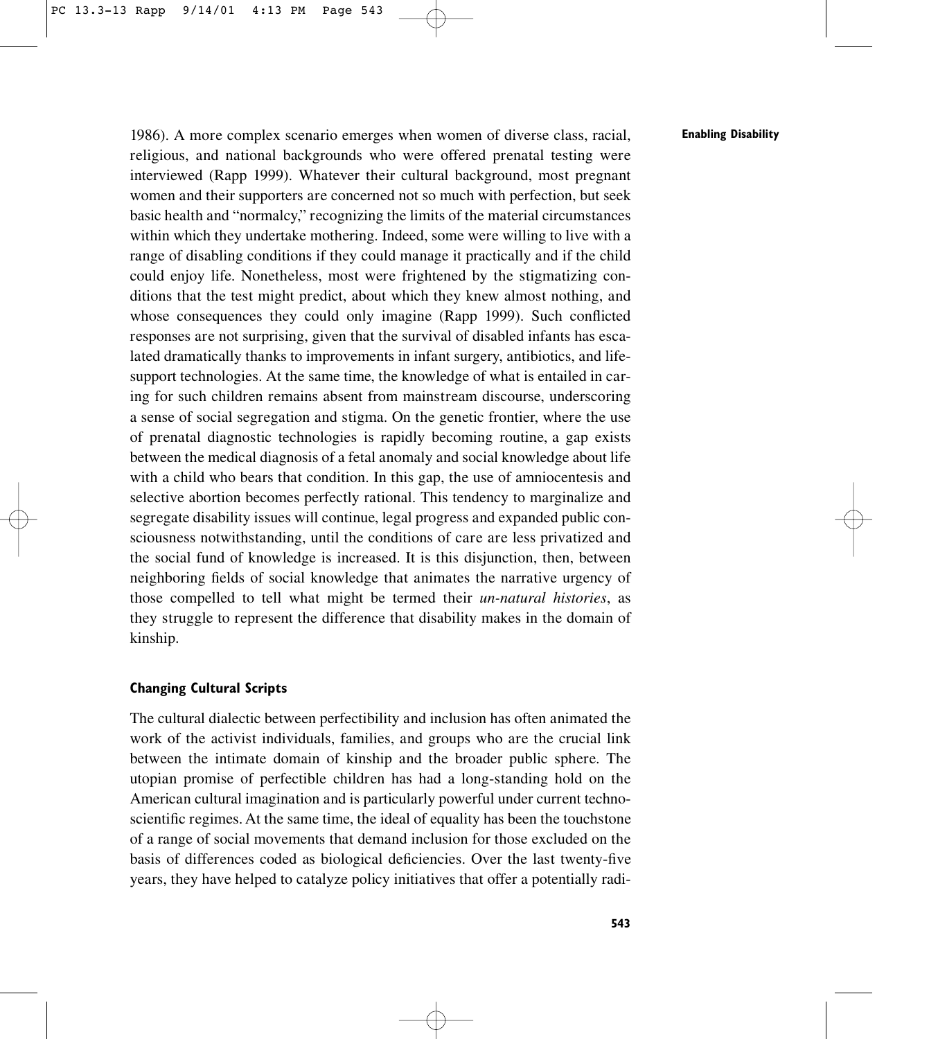1986). A more complex scenario emerges when women of diverse class, racial, religious, and national backgrounds who were offered prenatal testing were interviewed (Rapp 1999). Whatever their cultural background, most pregnant women and their supporters are concerned not so much with perfection, but seek basic health and "normalcy," recognizing the limits of the material circumstances within which they undertake mothering. Indeed, some were willing to live with a range of disabling conditions if they could manage it practically and if the child could enjoy life. Nonetheless, most were frightened by the stigmatizing conditions that the test might predict, about which they knew almost nothing, and whose consequences they could only imagine (Rapp 1999). Such conflicted responses are not surprising, given that the survival of disabled infants has escalated dramatically thanks to improvements in infant surgery, antibiotics, and life-support technologies. At the same time, the knowledge of what is entailed in caring for such children remains absent from mainstream discourse, underscoring a sense of social segregation and stigma. On the genetic frontier, where the use of prenatal diagnostic technologies is rapidly becoming routine, a gap exists between the medical diagnosis of a fetal anomaly and social knowledge about life with a child who bears that condition. In this gap, the use of amniocentesis and selective abortion becomes perfectly rational. This tendency to marginalize and segregate disability issues will continue, legal progress and expanded public consciousness notwithstanding, until the conditions of care are less privatized and the social fund of knowledge is increased. It is this disjunction, then, between neighboring fields of social knowledge that animates the narrative urgency of those compelled to tell what might be termed their *un-natural histories*, as they struggle to represent the difference that disability makes in the domain of kinship.

## Changing Cultural Scripts

The cultural dialectic between perfectibility and inclusion has often animated the work of the activist individuals, families, and groups who are the crucial link between the intimate domain of kinship and the broader public sphere. The utopian promise of perfectible children has had a long-standing hold on the American cultural imagination and is particularly powerful under current techno-scientific regimes. At the same time, the ideal of equality has been the touchstone of a range of social movements that demand inclusion for those excluded on the basis of differences coded as biological deficiencies. Over the last twenty-five years, they have helped to catalyze policy initiatives that offer a potentially radi-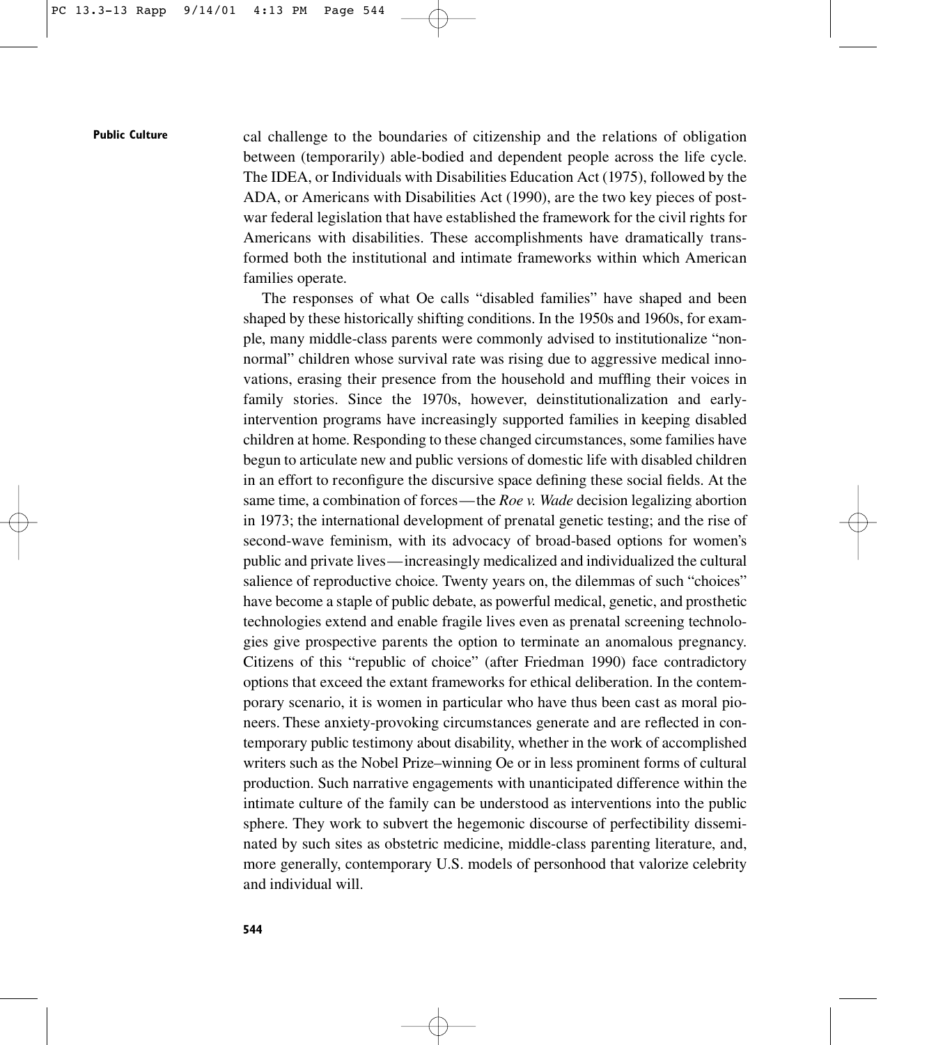cal challenge to the boundaries of citizenship and the relations of obligation between (temporarily) able-bodied and dependent people across the life cycle. The IDEA, or Individuals with Disabilities Education Act (1975), followed by the ADA, or Americans with Disabilities Act (1990), are the two key pieces of postwar federal legislation that have established the framework for the civil rights for Americans with disabilities. These accomplishments have dramatically transformed both the institutional and intimate frameworks within which American families operate.

The responses of what Oe calls "disabled families" have shaped and been shaped by these historically shifting conditions. In the 1950s and 1960s, for example, many middle-class parents were commonly advised to institutionalize "nonnormal" children whose survival rate was rising due to aggressive medical innovations, erasing their presence from the household and muffling their voices in family stories. Since the 1970s, however, deinstitutionalization and early-intervention programs have increasingly supported families in keeping disabled children at home. Responding to these changed circumstances, some families have begun to articulate new and public versions of domestic life with disabled children in an effort to reconfigure the discursive space defining these social fields. At the same time, a combination of forces—the *Roe v. Wade* decision legalizing abortion in 1973; the international development of prenatal genetic testing; and the rise of second-wave feminism, with its advocacy of broad-based options for women's public and private lives—increasingly medicalized and individualized the cultural salience of reproductive choice. Twenty years on, the dilemmas of such "choices" have become a staple of public debate, as powerful medical, genetic, and prosthetic technologies extend and enable fragile lives even as prenatal screening technologies give prospective parents the option to terminate an anomalous pregnancy. Citizens of this "republic of choice" (after Friedman 1990) face contradictory options that exceed the extant frameworks for ethical deliberation. In the contemporary scenario, it is women in particular who have thus been cast as moral pioneers. These anxiety-provoking circumstances generate and are reflected in contemporary public testimony about disability, whether in the work of accomplished writers such as the Nobel Prize–winning Oe or in less prominent forms of cultural production. Such narrative engagements with unanticipated difference within the intimate culture of the family can be understood as interventions into the public sphere. They work to subvert the hegemonic discourse of perfectibility disseminated by such sites as obstetric medicine, middle-class parenting literature, and, more generally, contemporary U.S. models of personhood that valorize celebrity and individual will.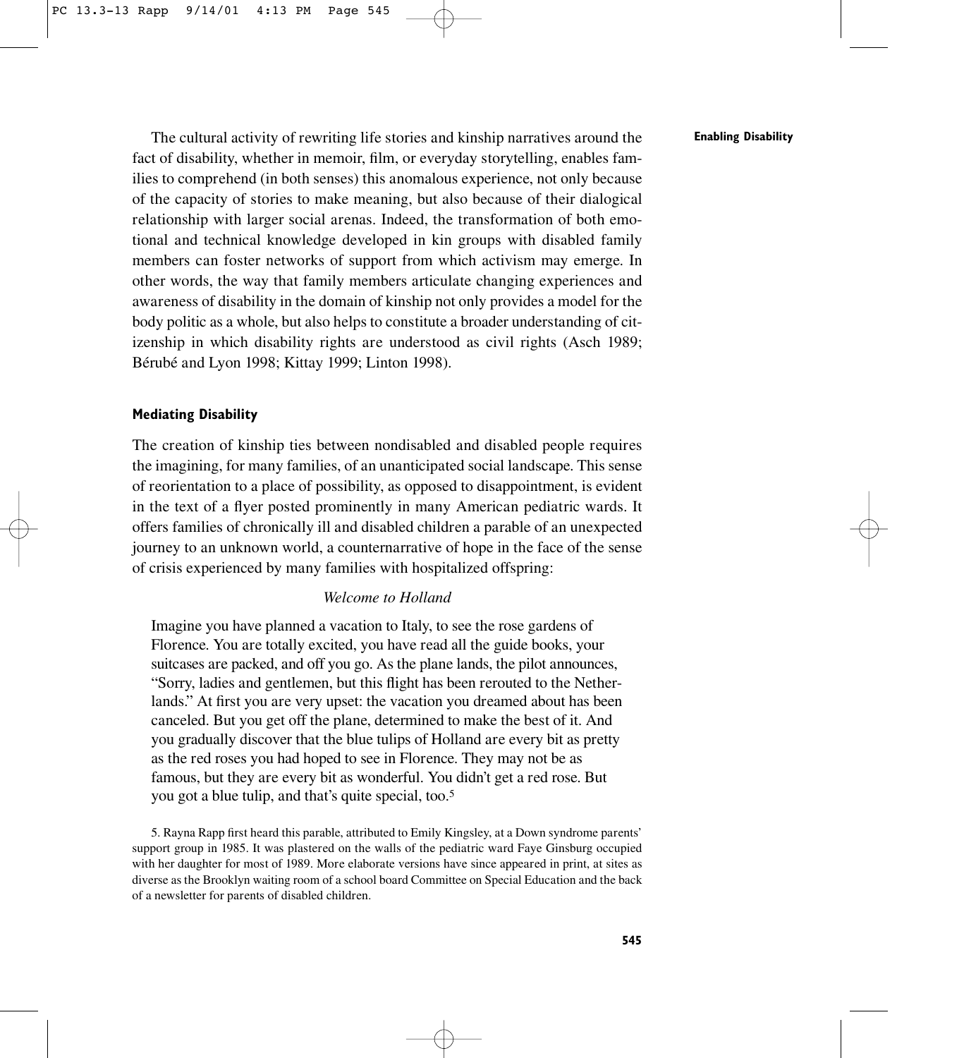The cultural activity of rewriting life stories and kinship narratives around the fact of disability, whether in memoir, film, or everyday storytelling, enables families to comprehend (in both senses) this anomalous experience, not only because of the capacity of stories to make meaning, but also because of their dialogical relationship with larger social arenas. Indeed, the transformation of both emotional and technical knowledge developed in kin groups with disabled family members can foster networks of support from which activism may emerge. In other words, the way that family members articulate changing experiences and awareness of disability in the domain of kinship not only provides a model for the body politic as a whole, but also helps to constitute a broader understanding of citizenship in which disability rights are understood as civil rights (Asch 1989; Bérubé and Lyon 1998; Kittay 1999; Linton 1998).

## Mediating Disability

The creation of kinship ties between nondisabled and disabled people requires the imagining, for many families, of an unanticipated social landscape. This sense of reorientation to a place of possibility, as opposed to disappointment, is evident in the text of a flyer posted prominently in many American pediatric wards. It offers families of chronically ill and disabled children a parable of an unexpected journey to an unknown world, a counternarrative of hope in the face of the sense of crisis experienced by many families with hospitalized offspring:

*Welcome to Holland*

> Imagine you have planned a vacation to Italy, to see the rose gardens of Florence. You are totally excited, you have read all the guide books, your suitcases are packed, and off you go. As the plane lands, the pilot announces, "Sorry, ladies and gentlemen, but this flight has been rerouted to the Netherlands." At first you are very upset: the vacation you dreamed about has been canceled. But you get off the plane, determined to make the best of it. And you gradually discover that the blue tulips of Holland are every bit as pretty as the red roses you had hoped to see in Florence. They may not be as famous, but they are every bit as wonderful. You didn't get a red rose. But you got a blue tulip, and that's quite special, too.[5]

5. Rayna Rapp first heard this parable, attributed to Emily Kingsley, at a Down syndrome parents' support group in 1985. It was plastered on the walls of the pediatric ward Faye Ginsburg occupied with her daughter for most of 1989. More elaborate versions have since appeared in print, at sites as diverse as the Brooklyn waiting room of a school board Committee on Special Education and the back of a newsletter for parents of disabled children.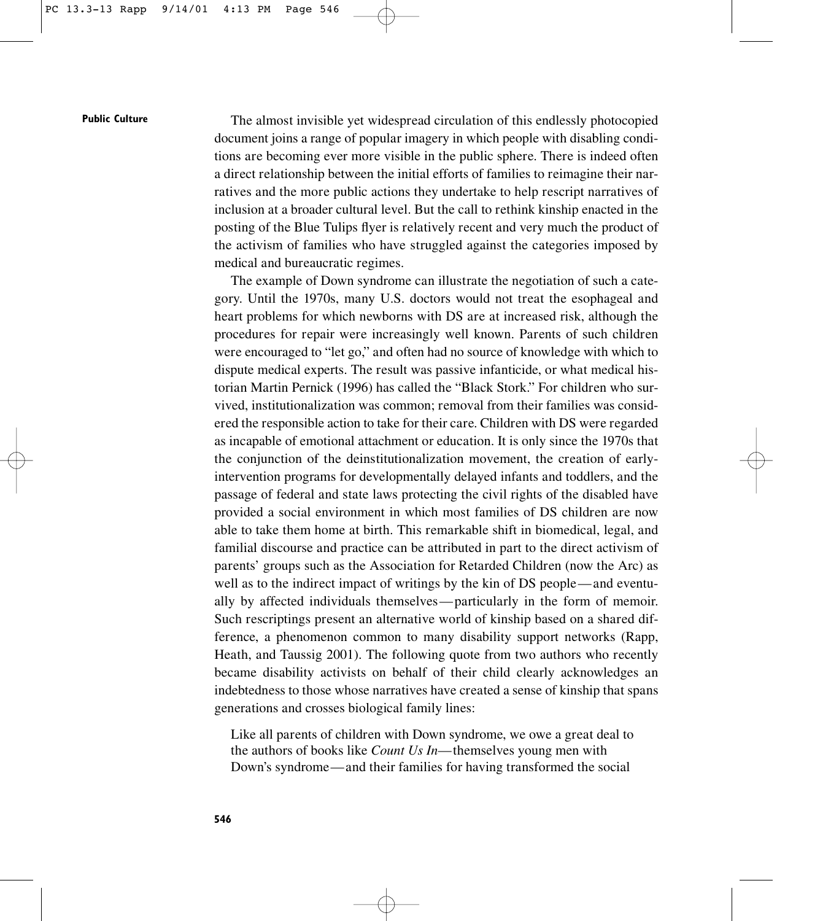The almost invisible yet widespread circulation of this endlessly photocopied document joins a range of popular imagery in which people with disabling conditions are becoming ever more visible in the public sphere. There is indeed often a direct relationship between the initial efforts of families to reimagine their narratives and the more public actions they undertake to help rescript narratives of inclusion at a broader cultural level. But the call to rethink kinship enacted in the posting of the Blue Tulips flyer is relatively recent and very much the product of the activism of families who have struggled against the categories imposed by medical and bureaucratic regimes.

The example of Down syndrome can illustrate the negotiation of such a category. Until the 1970s, many U.S. doctors would not treat the esophageal and heart problems for which newborns with DS are at increased risk, although the procedures for repair were increasingly well known. Parents of such children were encouraged to "let go," and often had no source of knowledge with which to dispute medical experts. The result was passive infanticide, or what medical historian Martin Pernick (1996) has called the "Black Stork." For children who survived, institutionalization was common; removal from their families was considered the responsible action to take for their care. Children with DS were regarded as incapable of emotional attachment or education. It is only since the 1970s that the conjunction of the deinstitutionalization movement, the creation of early-intervention programs for developmentally delayed infants and toddlers, and the passage of federal and state laws protecting the civil rights of the disabled have provided a social environment in which most families of DS children are now able to take them home at birth. This remarkable shift in biomedical, legal, and familial discourse and practice can be attributed in part to the direct activism of parents' groups such as the Association for Retarded Children (now the Arc) as well as to the indirect impact of writings by the kin of DS people—and eventually by affected individuals themselves—particularly in the form of memoir. Such rescriptings present an alternative world of kinship based on a shared difference, a phenomenon common to many disability support networks (Rapp, Heath, and Taussig 2001). The following quote from two authors who recently became disability activists on behalf of their child clearly acknowledges an indebtedness to those whose narratives have created a sense of kinship that spans generations and crosses biological family lines:

> Like all parents of children with Down syndrome, we owe a great deal to the authors of books like *Count Us In*—themselves young men with Down's syndrome—and their families for having transformed the social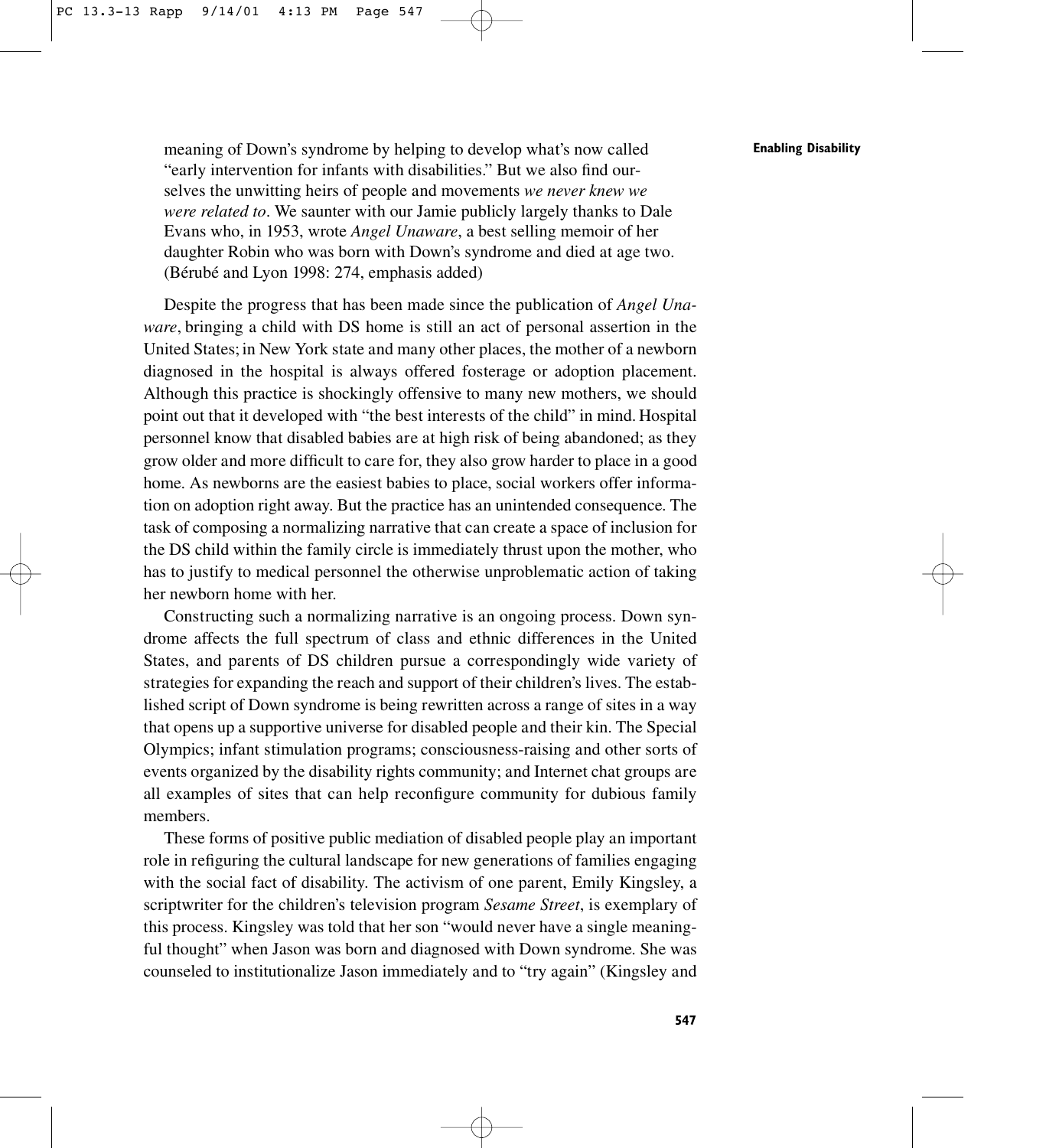> meaning of Down's syndrome by helping to develop what's now called "early intervention for infants with disabilities." But we also find ourselves the unwitting heirs of people and movements *we never knew we were related to*. We saunter with our Jamie publicly largely thanks to Dale Evans who, in 1953, wrote *Angel Unaware*, a best selling memoir of her daughter Robin who was born with Down's syndrome and died at age two. (Bérubé and Lyon 1998: 274, emphasis added)

Despite the progress that has been made since the publication of *Angel Unaware*, bringing a child with DS home is still an act of personal assertion in the United States; in New York state and many other places, the mother of a newborn diagnosed in the hospital is always offered fosterage or adoption placement. Although this practice is shockingly offensive to many new mothers, we should point out that it developed with "the best interests of the child" in mind. Hospital personnel know that disabled babies are at high risk of being abandoned; as they grow older and more difficult to care for, they also grow harder to place in a good home. As newborns are the easiest babies to place, social workers offer information on adoption right away. But the practice has an unintended consequence. The task of composing a normalizing narrative that can create a space of inclusion for the DS child within the family circle is immediately thrust upon the mother, who has to justify to medical personnel the otherwise unproblematic action of taking her newborn home with her.

Constructing such a normalizing narrative is an ongoing process. Down syndrome affects the full spectrum of class and ethnic differences in the United States, and parents of DS children pursue a correspondingly wide variety of strategies for expanding the reach and support of their children's lives. The established script of Down syndrome is being rewritten across a range of sites in a way that opens up a supportive universe for disabled people and their kin. The Special Olympics; infant stimulation programs; consciousness-raising and other sorts of events organized by the disability rights community; and Internet chat groups are all examples of sites that can help reconfigure community for dubious family members.

These forms of positive public mediation of disabled people play an important role in refiguring the cultural landscape for new generations of families engaging with the social fact of disability. The activism of one parent, Emily Kingsley, a scriptwriter for the children's television program *Sesame Street*, is exemplary of this process. Kingsley was told that her son "would never have a single meaningful thought" when Jason was born and diagnosed with Down syndrome. She was counseled to institutionalize Jason immediately and to "try again" (Kingsley and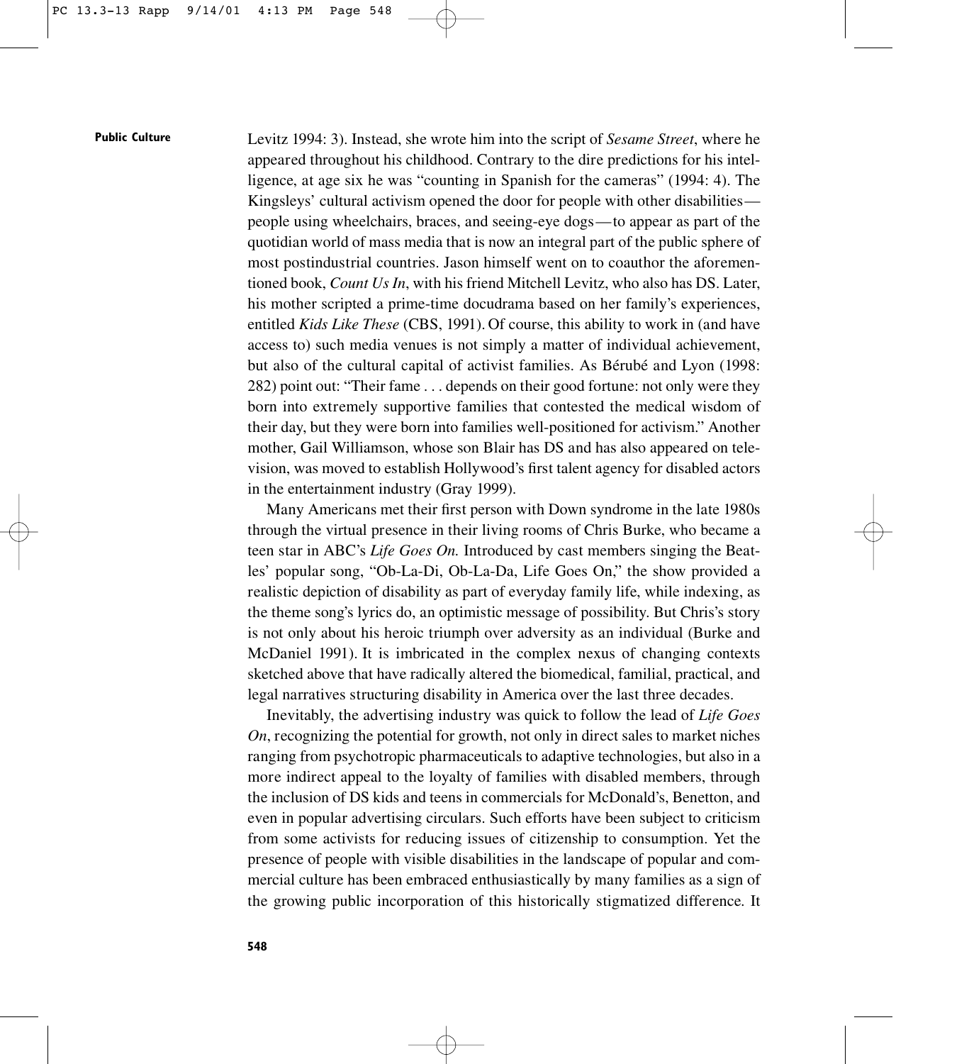Levitz 1994: 3). Instead, she wrote him into the script of *Sesame Street*, where he appeared throughout his childhood. Contrary to the dire predictions for his intelligence, at age six he was "counting in Spanish for the cameras" (1994: 4). The Kingsleys' cultural activism opened the door for people with other disabilities—people using wheelchairs, braces, and seeing-eye dogs—to appear as part of the quotidian world of mass media that is now an integral part of the public sphere of most postindustrial countries. Jason himself went on to coauthor the aforementioned book, *Count Us In*, with his friend Mitchell Levitz, who also has DS. Later, his mother scripted a prime-time docudrama based on her family's experiences, entitled *Kids Like These* (CBS, 1991). Of course, this ability to work in (and have access to) such media venues is not simply a matter of individual achievement, but also of the cultural capital of activist families. As Bérubé and Lyon (1998: 282) point out: "Their fame . . . depends on their good fortune: not only were they born into extremely supportive families that contested the medical wisdom of their day, but they were born into families well-positioned for activism." Another mother, Gail Williamson, whose son Blair has DS and has also appeared on television, was moved to establish Hollywood's first talent agency for disabled actors in the entertainment industry (Gray 1999).

Many Americans met their first person with Down syndrome in the late 1980s through the virtual presence in their living rooms of Chris Burke, who became a teen star in ABC's *Life Goes On.* Introduced by cast members singing the Beatles' popular song, "Ob-La-Di, Ob-La-Da, Life Goes On," the show provided a realistic depiction of disability as part of everyday family life, while indexing, as the theme song's lyrics do, an optimistic message of possibility. But Chris's story is not only about his heroic triumph over adversity as an individual (Burke and McDaniel 1991). It is imbricated in the complex nexus of changing contexts sketched above that have radically altered the biomedical, familial, practical, and legal narratives structuring disability in America over the last three decades.

Inevitably, the advertising industry was quick to follow the lead of *Life Goes On*, recognizing the potential for growth, not only in direct sales to market niches ranging from psychotropic pharmaceuticals to adaptive technologies, but also in a more indirect appeal to the loyalty of families with disabled members, through the inclusion of DS kids and teens in commercials for McDonald's, Benetton, and even in popular advertising circulars. Such efforts have been subject to criticism from some activists for reducing issues of citizenship to consumption. Yet the presence of people with visible disabilities in the landscape of popular and commercial culture has been embraced enthusiastically by many families as a sign of the growing public incorporation of this historically stigmatized difference. It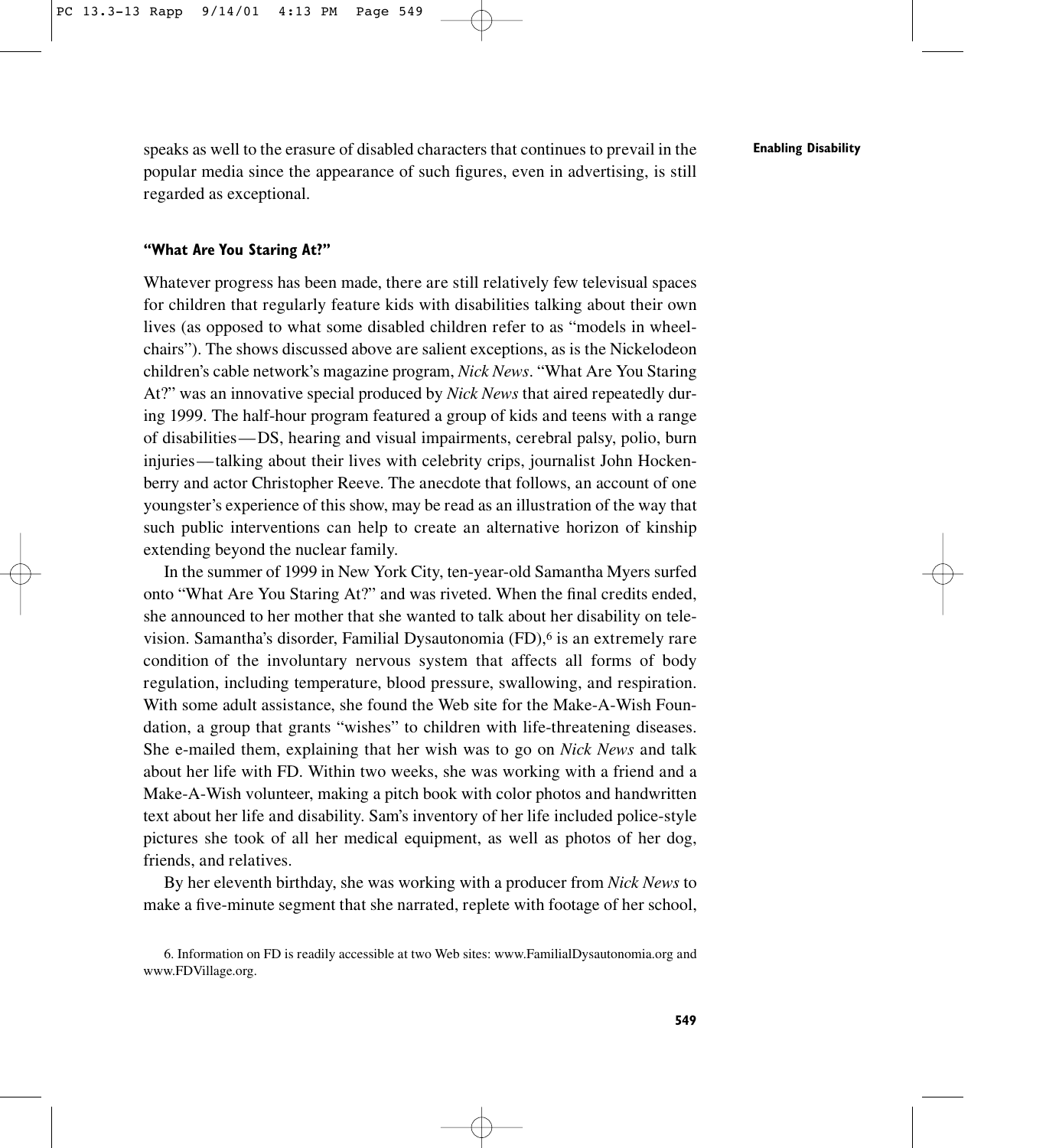speaks as well to the erasure of disabled characters that continues to prevail in the popular media since the appearance of such figures, even in advertising, is still regarded as exceptional.

### "What Are You Staring At?"

Whatever progress has been made, there are still relatively few televisual spaces for children that regularly feature kids with disabilities talking about their own lives (as opposed to what some disabled children refer to as "models in wheelchairs"). The shows discussed above are salient exceptions, as is the Nickelodeon children's cable network's magazine program, *Nick News*. "What Are You Staring At?" was an innovative special produced by *Nick News* that aired repeatedly during 1999. The half-hour program featured a group of kids and teens with a range of disabilities—DS, hearing and visual impairments, cerebral palsy, polio, burn injuries—talking about their lives with celebrity crips, journalist John Hockenberry and actor Christopher Reeve. The anecdote that follows, an account of one youngster's experience of this show, may be read as an illustration of the way that such public interventions can help to create an alternative horizon of kinship extending beyond the nuclear family.

In the summer of 1999 in New York City, ten-year-old Samantha Myers surfed onto "What Are You Staring At?" and was riveted. When the final credits ended, she announced to her mother that she wanted to talk about her disability on television. Samantha's disorder, Familial Dysautonomia (FD),[6] is an extremely rare condition of the involuntary nervous system that affects all forms of body regulation, including temperature, blood pressure, swallowing, and respiration. With some adult assistance, she found the Web site for the Make-A-Wish Foundation, a group that grants "wishes" to children with life-threatening diseases. She e-mailed them, explaining that her wish was to go on *Nick News* and talk about her life with FD. Within two weeks, she was working with a friend and a Make-A-Wish volunteer, making a pitch book with color photos and handwritten text about her life and disability. Sam's inventory of her life included police-style pictures she took of all her medical equipment, as well as photos of her dog, friends, and relatives.

By her eleventh birthday, she was working with a producer from *Nick News* to make a five-minute segment that she narrated, replete with footage of her school,

6. Information on FD is readily accessible at two Web sites: www.FamilialDysautonomia.org and www.FDVillage.org.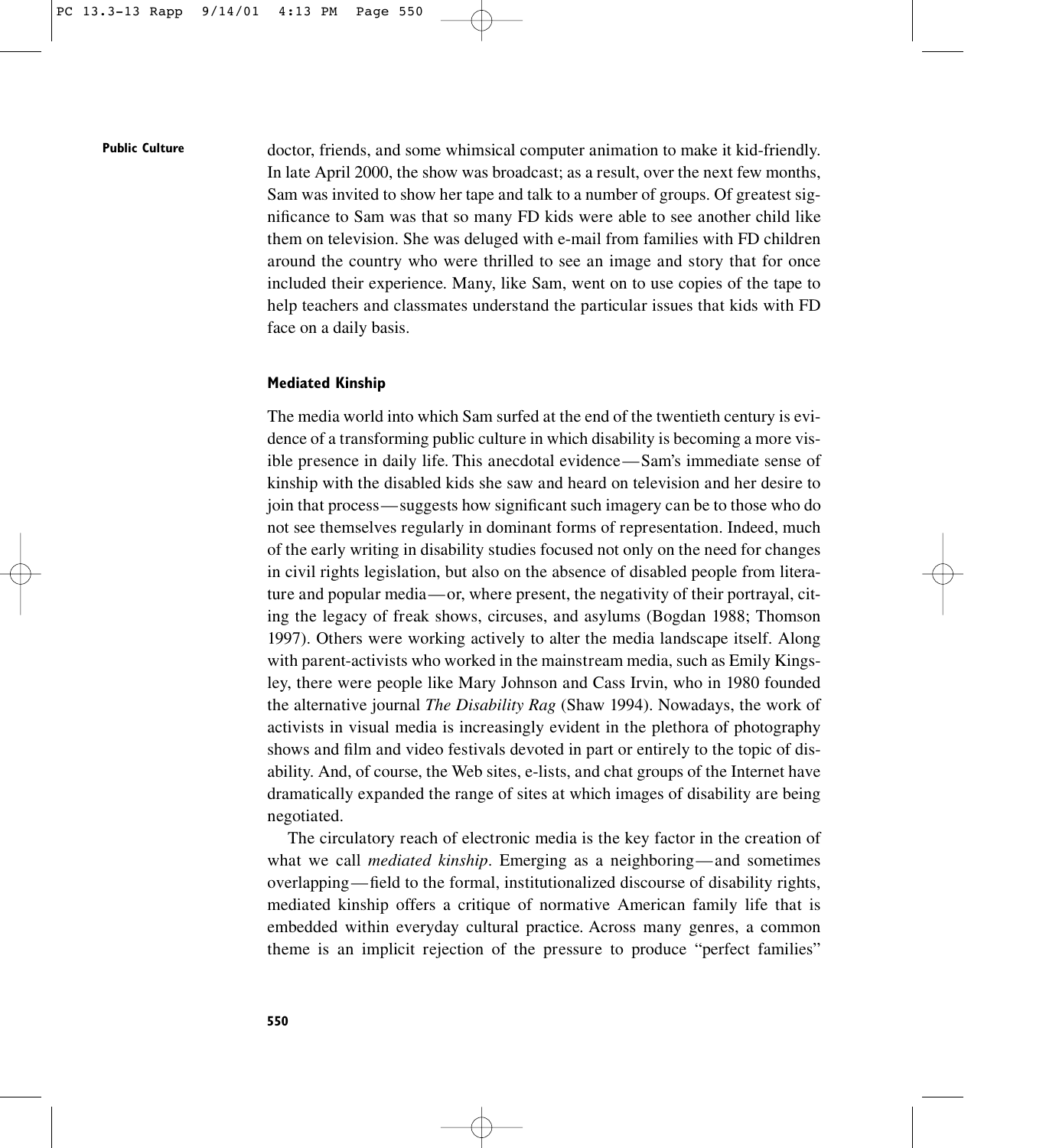doctor, friends, and some whimsical computer animation to make it kid-friendly. In late April 2000, the show was broadcast; as a result, over the next few months, Sam was invited to show her tape and talk to a number of groups. Of greatest significance to Sam was that so many FD kids were able to see another child like them on television. She was deluged with e-mail from families with FD children around the country who were thrilled to see an image and story that for once included their experience. Many, like Sam, went on to use copies of the tape to help teachers and classmates understand the particular issues that kids with FD face on a daily basis.

### Mediated Kinship

The media world into which Sam surfed at the end of the twentieth century is evidence of a transforming public culture in which disability is becoming a more visible presence in daily life. This anecdotal evidence — Sam's immediate sense of kinship with the disabled kids she saw and heard on television and her desire to join that process — suggests how significant such imagery can be to those who do not see themselves regularly in dominant forms of representation. Indeed, much of the early writing in disability studies focused not only on the need for changes in civil rights legislation, but also on the absence of disabled people from literature and popular media — or, where present, the negativity of their portrayal, citing the legacy of freak shows, circuses, and asylums (Bogdan 1988; Thomson 1997). Others were working actively to alter the media landscape itself. Along with parent-activists who worked in the mainstream media, such as Emily Kingsley, there were people like Mary Johnson and Cass Irvin, who in 1980 founded the alternative journal *The Disability Rag* (Shaw 1994). Nowadays, the work of activists in visual media is increasingly evident in the plethora of photography shows and film and video festivals devoted in part or entirely to the topic of disability. And, of course, the Web sites, e-lists, and chat groups of the Internet have dramatically expanded the range of sites at which images of disability are being negotiated.

The circulatory reach of electronic media is the key factor in the creation of what we call *mediated kinship*. Emerging as a neighboring — and sometimes overlapping — field to the formal, institutionalized discourse of disability rights, mediated kinship offers a critique of normative American family life that is embedded within everyday cultural practice. Across many genres, a common theme is an implicit rejection of the pressure to produce "perfect families"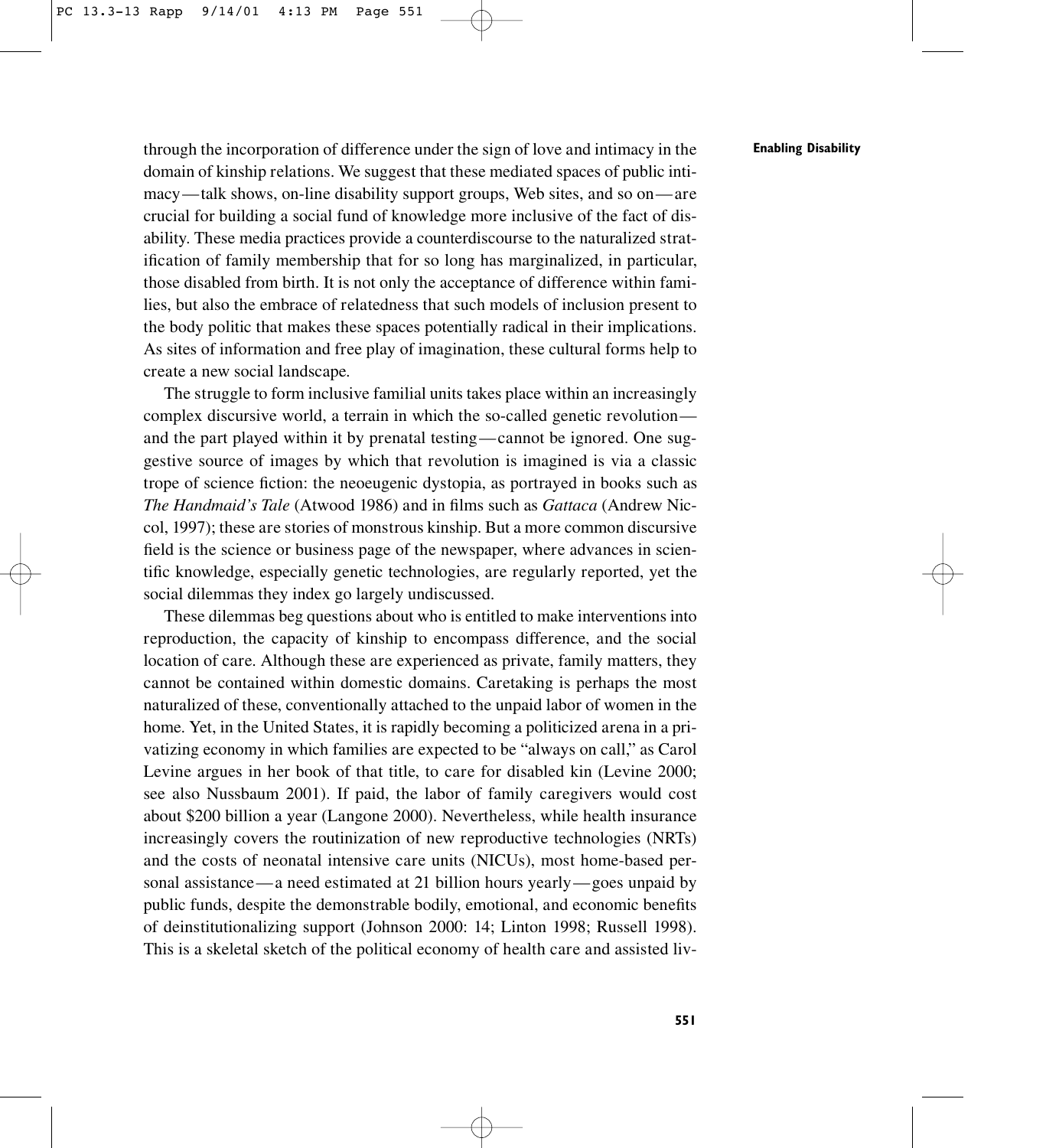through the incorporation of difference under the sign of love and intimacy in the domain of kinship relations. We suggest that these mediated spaces of public intimacy—talk shows, on-line disability support groups, Web sites, and so on—are crucial for building a social fund of knowledge more inclusive of the fact of disability. These media practices provide a counterdiscourse to the naturalized stratification of family membership that for so long has marginalized, in particular, those disabled from birth. It is not only the acceptance of difference within families, but also the embrace of relatedness that such models of inclusion present to the body politic that makes these spaces potentially radical in their implications. As sites of information and free play of imagination, these cultural forms help to create a new social landscape.

The struggle to form inclusive familial units takes place within an increasingly complex discursive world, a terrain in which the so-called genetic revolution—and the part played within it by prenatal testing—cannot be ignored. One suggestive source of images by which that revolution is imagined is via a classic trope of science fiction: the neoeugenic dystopia, as portrayed in books such as *The Handmaid's Tale* (Atwood 1986) and in films such as *Gattaca* (Andrew Niccol, 1997); these are stories of monstrous kinship. But a more common discursive field is the science or business page of the newspaper, where advances in scientific knowledge, especially genetic technologies, are regularly reported, yet the social dilemmas they index go largely undiscussed.

These dilemmas beg questions about who is entitled to make interventions into reproduction, the capacity of kinship to encompass difference, and the social location of care. Although these are experienced as private, family matters, they cannot be contained within domestic domains. Caretaking is perhaps the most naturalized of these, conventionally attached to the unpaid labor of women in the home. Yet, in the United States, it is rapidly becoming a politicized arena in a privatizing economy in which families are expected to be "always on call," as Carol Levine argues in her book of that title, to care for disabled kin (Levine 2000; see also Nussbaum 2001). If paid, the labor of family caregivers would cost about $200 billion a year (Langone 2000). Nevertheless, while health insurance increasingly covers the routinization of new reproductive technologies (NRTs) and the costs of neonatal intensive care units (NICUs), most home-based personal assistance—a need estimated at 21 billion hours yearly—goes unpaid by public funds, despite the demonstrable bodily, emotional, and economic benefits of deinstitutionalizing support (Johnson 2000: 14; Linton 1998; Russell 1998). This is a skeletal sketch of the political economy of health care and assisted liv-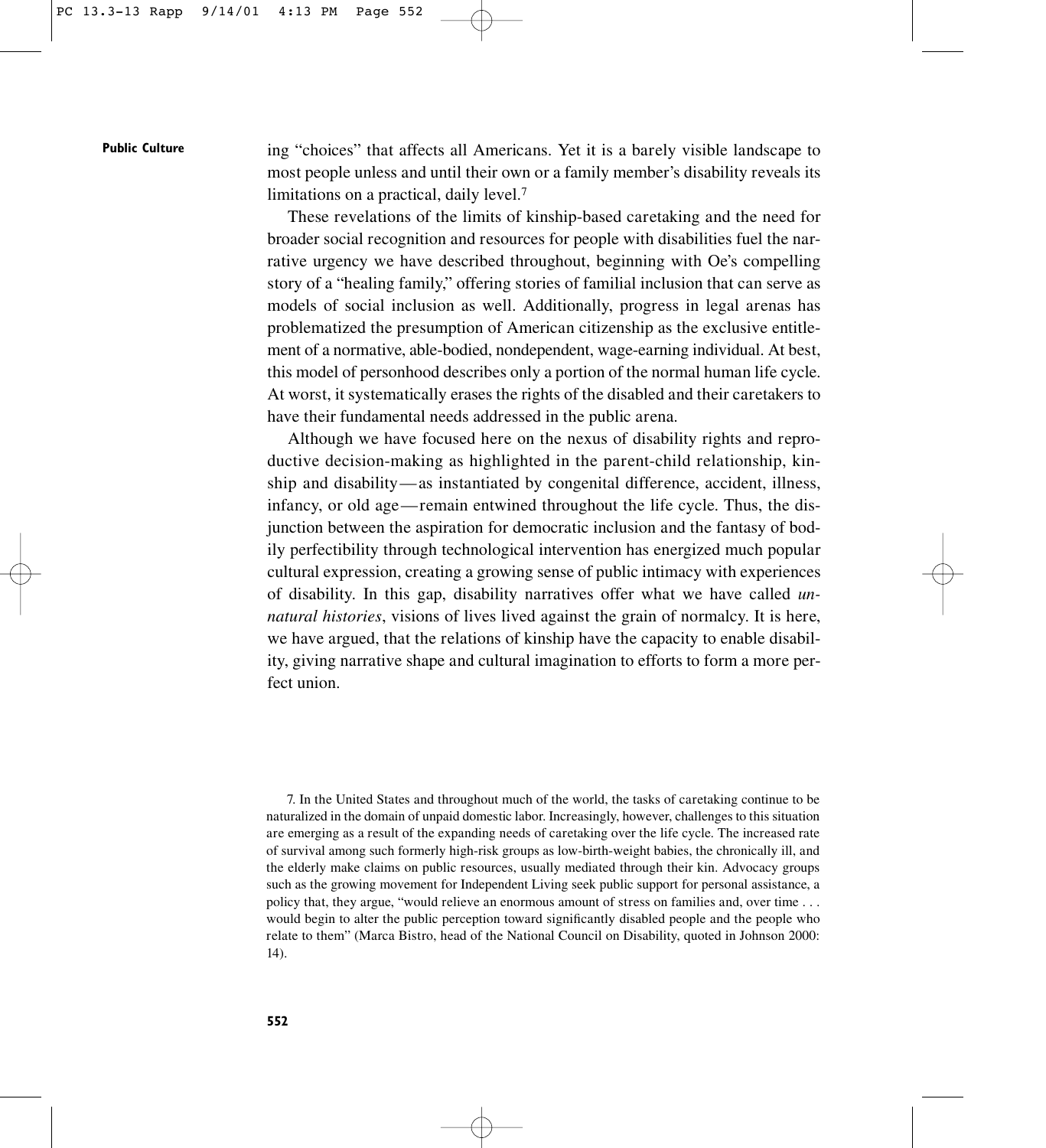ing "choices" that affects all Americans. Yet it is a barely visible landscape to most people unless and until their own or a family member's disability reveals its limitations on a practical, daily level.[7]

These revelations of the limits of kinship-based caretaking and the need for broader social recognition and resources for people with disabilities fuel the narrative urgency we have described throughout, beginning with Oe's compelling story of a "healing family," offering stories of familial inclusion that can serve as models of social inclusion as well. Additionally, progress in legal arenas has problematized the presumption of American citizenship as the exclusive entitlement of a normative, able-bodied, nondependent, wage-earning individual. At best, this model of personhood describes only a portion of the normal human life cycle. At worst, it systematically erases the rights of the disabled and their caretakers to have their fundamental needs addressed in the public arena.

Although we have focused here on the nexus of disability rights and reproductive decision-making as highlighted in the parent-child relationship, kinship and disability—as instantiated by congenital difference, accident, illness, infancy, or old age—remain entwined throughout the life cycle. Thus, the disjunction between the aspiration for democratic inclusion and the fantasy of bodily perfectibility through technological intervention has energized much popular cultural expression, creating a growing sense of public intimacy with experiences of disability. In this gap, disability narratives offer what we have called *unnatural histories*, visions of lives lived against the grain of normalcy. It is here, we have argued, that the relations of kinship have the capacity to enable disability, giving narrative shape and cultural imagination to efforts to form a more perfect union.

7. In the United States and throughout much of the world, the tasks of caretaking continue to be naturalized in the domain of unpaid domestic labor. Increasingly, however, challenges to this situation are emerging as a result of the expanding needs of caretaking over the life cycle. The increased rate of survival among such formerly high-risk groups as low-birth-weight babies, the chronically ill, and the elderly make claims on public resources, usually mediated through their kin. Advocacy groups such as the growing movement for Independent Living seek public support for personal assistance, a policy that, they argue, "would relieve an enormous amount of stress on families and, over time . . . would begin to alter the public perception toward significantly disabled people and the people who relate to them" (Marca Bistro, head of the National Council on Disability, quoted in Johnson 2000: 14).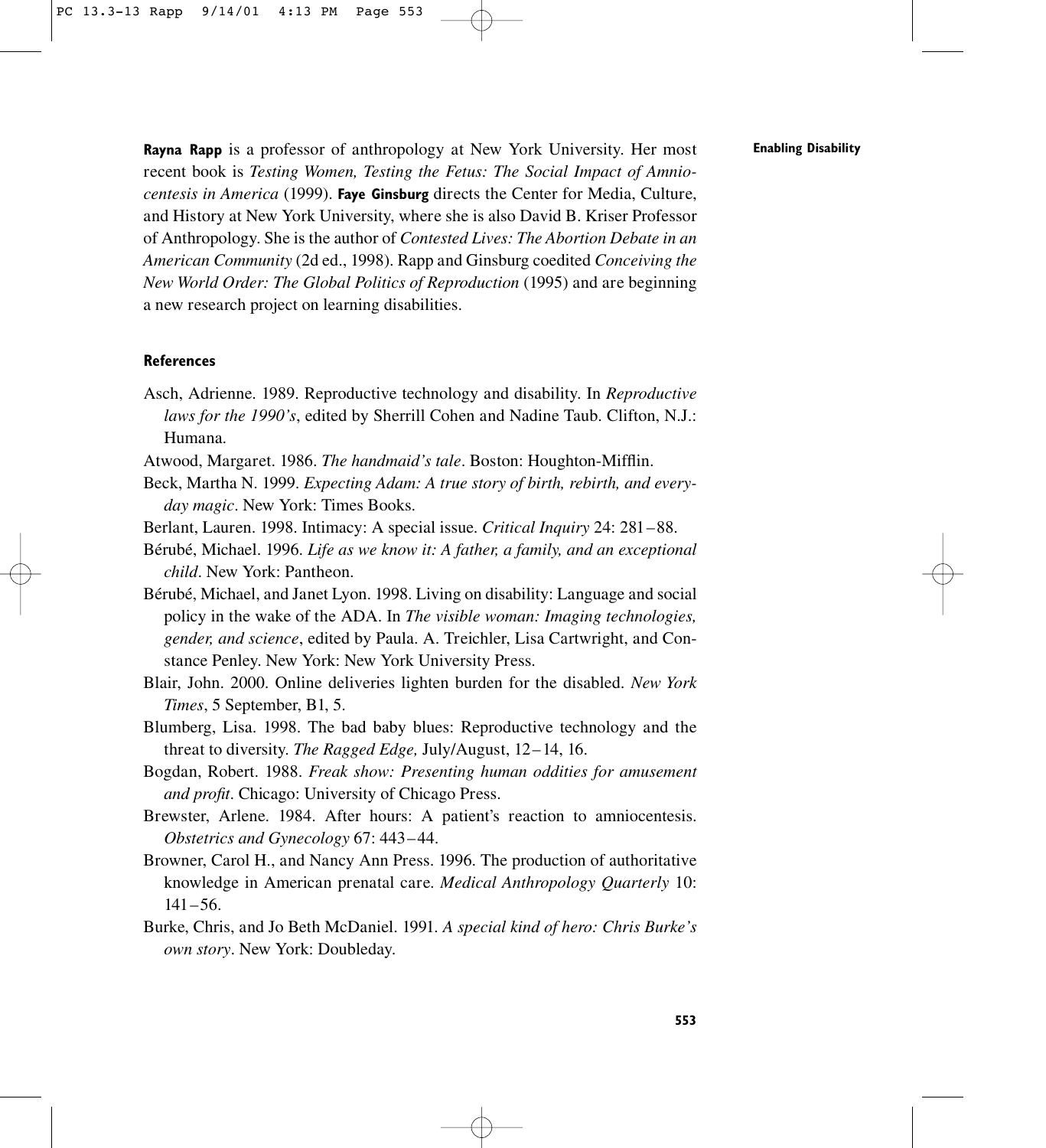**Rayna Rapp** is a professor of anthropology at New York University. Her most recent book is *Testing Women, Testing the Fetus: The Social Impact of Amniocentesis in America* (1999). **Faye Ginsburg** directs the Center for Media, Culture, and History at New York University, where she is also David B. Kriser Professor of Anthropology. She is the author of *Contested Lives: The Abortion Debate in an American Community* (2d ed., 1998). Rapp and Ginsburg coedited *Conceiving the New World Order: The Global Politics of Reproduction* (1995) and are beginning a new research project on learning disabilities.

## References

Asch, Adrienne. 1989. Reproductive technology and disability. In *Reproductive laws for the 1990's*, edited by Sherrill Cohen and Nadine Taub. Clifton, N.J.: Humana.

Atwood, Margaret. 1986. *The handmaid's tale*. Boston: Houghton-Mifflin.

Beck, Martha N. 1999. *Expecting Adam: A true story of birth, rebirth, and everyday magic*. New York: Times Books.

Berlant, Lauren. 1998. Intimacy: A special issue. *Critical Inquiry* 24: 281–88.

Bérubé, Michael. 1996. *Life as we know it: A father, a family, and an exceptional child*. New York: Pantheon.

Bérubé, Michael, and Janet Lyon. 1998. Living on disability: Language and social policy in the wake of the ADA. In *The visible woman: Imaging technologies, gender, and science*, edited by Paula. A. Treichler, Lisa Cartwright, and Constance Penley. New York: New York University Press.

Blair, John. 2000. Online deliveries lighten burden for the disabled. *New York Times*, 5 September, B1, 5.

Blumberg, Lisa. 1998. The bad baby blues: Reproductive technology and the threat to diversity. *The Ragged Edge,* July/August, 12–14, 16.

Bogdan, Robert. 1988. *Freak show: Presenting human oddities for amusement and profit*. Chicago: University of Chicago Press.

Brewster, Arlene. 1984. After hours: A patient's reaction to amniocentesis. *Obstetrics and Gynecology* 67: 443–44.

Browner, Carol H., and Nancy Ann Press. 1996. The production of authoritative knowledge in American prenatal care. *Medical Anthropology Quarterly* 10: 141–56.

Burke, Chris, and Jo Beth McDaniel. 1991. *A special kind of hero: Chris Burke's own story*. New York: Doubleday.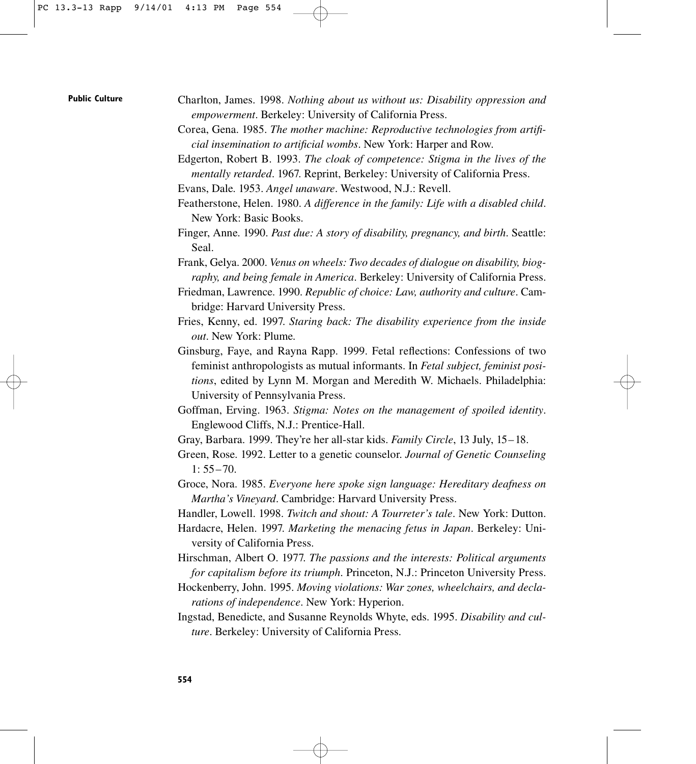Charlton, James. 1998. *Nothing about us without us: Disability oppression and empowerment*. Berkeley: University of California Press.

Corea, Gena. 1985. *The mother machine: Reproductive technologies from artificial insemination to artificial wombs*. New York: Harper and Row.

Edgerton, Robert B. 1993. *The cloak of competence: Stigma in the lives of the mentally retarded*. 1967. Reprint, Berkeley: University of California Press.

Evans, Dale. 1953. *Angel unaware*. Westwood, N.J.: Revell.

Featherstone, Helen. 1980. *A difference in the family: Life with a disabled child*. New York: Basic Books.

Finger, Anne. 1990. *Past due: A story of disability, pregnancy, and birth*. Seattle: Seal.

Frank, Gelya. 2000. *Venus on wheels: Two decades of dialogue on disability, biography, and being female in America*. Berkeley: University of California Press.

Friedman, Lawrence. 1990. *Republic of choice: Law, authority and culture*. Cambridge: Harvard University Press.

Fries, Kenny, ed. 1997. *Staring back: The disability experience from the inside out*. New York: Plume.

Ginsburg, Faye, and Rayna Rapp. 1999. Fetal reflections: Confessions of two feminist anthropologists as mutual informants. In *Fetal subject, feminist positions*, edited by Lynn M. Morgan and Meredith W. Michaels. Philadelphia: University of Pennsylvania Press.

Goffman, Erving. 1963. *Stigma: Notes on the management of spoiled identity*. Englewood Cliffs, N.J.: Prentice-Hall.

Gray, Barbara. 1999. They're her all-star kids. *Family Circle*, 13 July, 15–18.

Green, Rose. 1992. Letter to a genetic counselor. *Journal of Genetic Counseling* 1: 55–70.

Groce, Nora. 1985. *Everyone here spoke sign language: Hereditary deafness on Martha's Vineyard*. Cambridge: Harvard University Press.

Handler, Lowell. 1998. *Twitch and shout: A Tourreter's tale*. New York: Dutton.

Hardacre, Helen. 1997. *Marketing the menacing fetus in Japan*. Berkeley: University of California Press.

Hirschman, Albert O. 1977. *The passions and the interests: Political arguments for capitalism before its triumph*. Princeton, N.J.: Princeton University Press.

Hockenberry, John. 1995. *Moving violations: War zones, wheelchairs, and declarations of independence*. New York: Hyperion.

Ingstad, Benedicte, and Susanne Reynolds Whyte, eds. 1995. *Disability and culture*. Berkeley: University of California Press.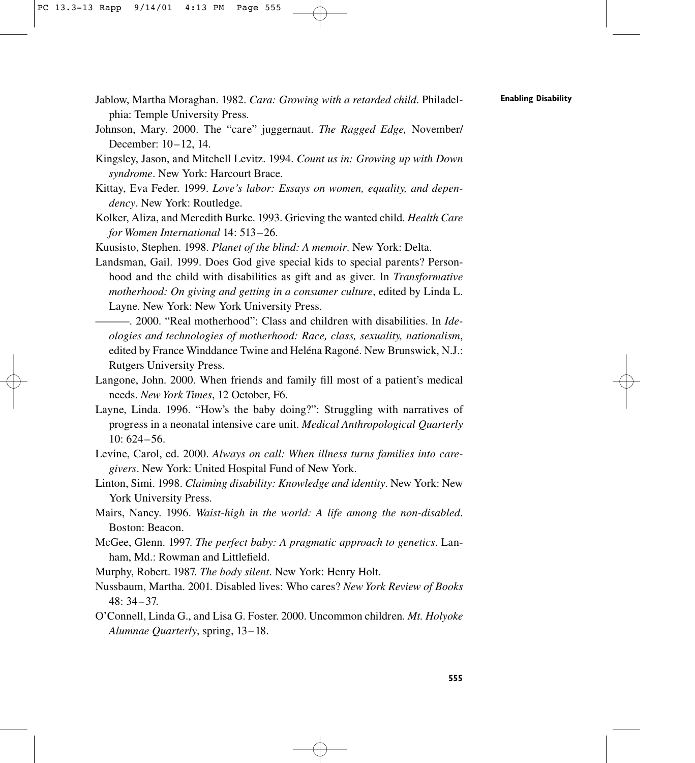Jablow, Martha Moraghan. 1982. *Cara: Growing with a retarded child*. Philadelphia: Temple University Press.

Johnson, Mary. 2000. The "care" juggernaut. *The Ragged Edge,* November/December: 10–12, 14.

Kingsley, Jason, and Mitchell Levitz. 1994. *Count us in: Growing up with Down syndrome*. New York: Harcourt Brace.

Kittay, Eva Feder. 1999. *Love's labor: Essays on women, equality, and dependency*. New York: Routledge.

Kolker, Aliza, and Meredith Burke. 1993. Grieving the wanted child. *Health Care for Women International* 14: 513–26.

Kuusisto, Stephen. 1998. *Planet of the blind: A memoir*. New York: Delta.

Landsman, Gail. 1999. Does God give special kids to special parents? Personhood and the child with disabilities as gift and as giver. In *Transformative motherhood: On giving and getting in a consumer culture*, edited by Linda L. Layne. New York: New York University Press.

———. 2000. "Real motherhood": Class and children with disabilities. In *Ideologies and technologies of motherhood: Race, class, sexuality, nationalism*, edited by France Winddance Twine and Heléna Ragoné. New Brunswick, N.J.: Rutgers University Press.

Langone, John. 2000. When friends and family fill most of a patient's medical needs. *New York Times*, 12 October, F6.

Layne, Linda. 1996. "How's the baby doing?": Struggling with narratives of progress in a neonatal intensive care unit. *Medical Anthropological Quarterly* 10: 624–56.

Levine, Carol, ed. 2000. *Always on call: When illness turns families into caregivers*. New York: United Hospital Fund of New York.

Linton, Simi. 1998. *Claiming disability: Knowledge and identity*. New York: New York University Press.

Mairs, Nancy. 1996. *Waist-high in the world: A life among the non-disabled*. Boston: Beacon.

McGee, Glenn. 1997. *The perfect baby: A pragmatic approach to genetics*. Lanham, Md.: Rowman and Littlefield.

Murphy, Robert. 1987. *The body silent*. New York: Henry Holt.

Nussbaum, Martha. 2001. Disabled lives: Who cares? *New York Review of Books* 48: 34–37.

O'Connell, Linda G., and Lisa G. Foster. 2000. Uncommon children. *Mt. Holyoke Alumnae Quarterly*, spring, 13–18.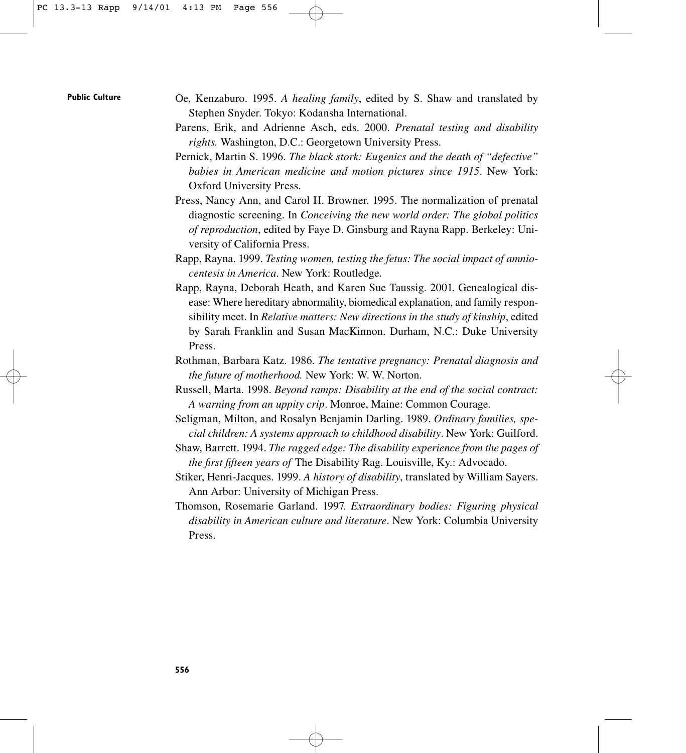Oe, Kenzaburo. 1995. *A healing family*, edited by S. Shaw and translated by Stephen Snyder. Tokyo: Kodansha International.

Parens, Erik, and Adrienne Asch, eds. 2000. *Prenatal testing and disability rights.* Washington, D.C.: Georgetown University Press.

Pernick, Martin S. 1996. *The black stork: Eugenics and the death of "defective" babies in American medicine and motion pictures since 1915*. New York: Oxford University Press.

Press, Nancy Ann, and Carol H. Browner. 1995. The normalization of prenatal diagnostic screening. In *Conceiving the new world order: The global politics of reproduction*, edited by Faye D. Ginsburg and Rayna Rapp. Berkeley: University of California Press.

Rapp, Rayna. 1999. *Testing women, testing the fetus: The social impact of amniocentesis in America*. New York: Routledge.

Rapp, Rayna, Deborah Heath, and Karen Sue Taussig. 2001. Genealogical disease: Where hereditary abnormality, biomedical explanation, and family responsibility meet. In *Relative matters: New directions in the study of kinship*, edited by Sarah Franklin and Susan MacKinnon. Durham, N.C.: Duke University Press.

Rothman, Barbara Katz. 1986. *The tentative pregnancy: Prenatal diagnosis and the future of motherhood.* New York: W. W. Norton.

Russell, Marta. 1998. *Beyond ramps: Disability at the end of the social contract: A warning from an uppity crip*. Monroe, Maine: Common Courage.

Seligman, Milton, and Rosalyn Benjamin Darling. 1989. *Ordinary families, special children: A systems approach to childhood disability*. New York: Guilford.

Shaw, Barrett. 1994. *The ragged edge: The disability experience from the pages of the first fifteen years of* The Disability Rag. Louisville, Ky.: Advocado.

Stiker, Henri-Jacques. 1999. *A history of disability*, translated by William Sayers. Ann Arbor: University of Michigan Press.

Thomson, Rosemarie Garland. 1997. *Extraordinary bodies: Figuring physical disability in American culture and literature*. New York: Columbia University Press.